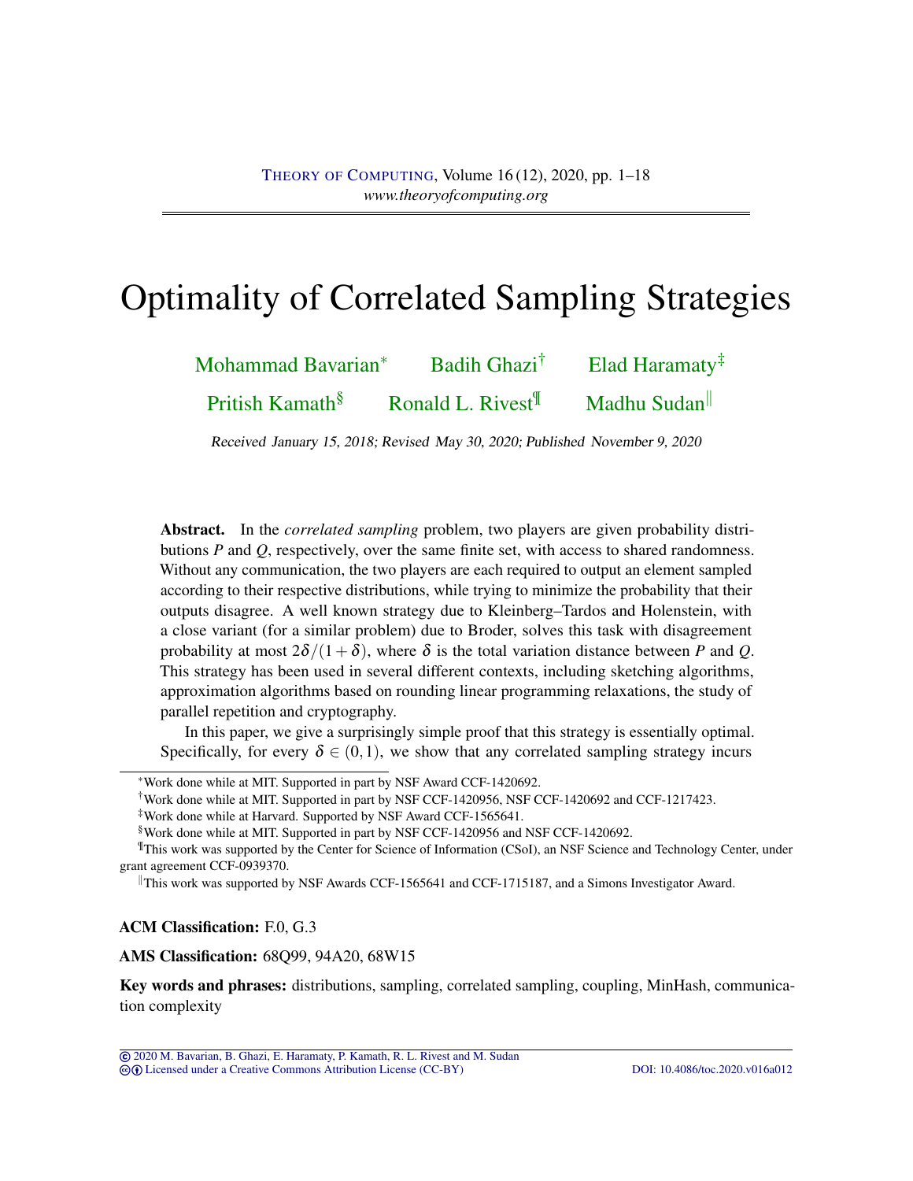# Optimality of Correlated Sampling Strategies

Mohammad Bavarian[*] Badih Ghazi[†] Elad Haramaty[‡]

Pritish Kamath[§] Ronald L. Rivest[¶] Madhu Sudan[‖]

Received January 15, 2018; Revised May 30, 2020; Published November 9, 2020

**Abstract.** In the *correlated sampling* problem, two players are given probability distributions $P$ and $Q$, respectively, over the same finite set, with access to shared randomness. Without any communication, the two players are each required to output an element sampled according to their respective distributions, while trying to minimize the probability that their outputs disagree. A well known strategy due to Kleinberg–Tardos and Holenstein, with a close variant (for a similar problem) due to Broder, solves this task with disagreement probability at most $2\delta/(1+\delta)$, where $\delta$ is the total variation distance between $P$ and $Q$. This strategy has been used in several different contexts, including sketching algorithms, approximation algorithms based on rounding linear programming relaxations, the study of parallel repetition and cryptography.

In this paper, we give a surprisingly simple proof that this strategy is essentially optimal. Specifically, for every $\delta \in (0,1)$, we show that any correlated sampling strategy incurs

[*] Work done while at MIT. Supported in part by NSF Award CCF-1420692.

[†] Work done while at MIT. Supported in part by NSF CCF-1420956, NSF CCF-1420692 and CCF-1217423.

[‡] Work done while at Harvard. Supported by NSF Award CCF-1565641.

[§] Work done while at MIT. Supported in part by NSF CCF-1420956 and NSF CCF-1420692.

[¶] This work was supported by the Center for Science of Information (CSoI), an NSF Science and Technology Center, under grant agreement CCF-0939370.

[‖] This work was supported by NSF Awards CCF-1565641 and CCF-1715187, and a Simons Investigator Award.

**ACM Classification:** F.0, G.3

**AMS Classification:** 68Q99, 94A20, 68W15

**Key words and phrases:** distributions, sampling, correlated sampling, coupling, MinHash, communication complexity

© 2020 M. Bavarian, B. Ghazi, E. Haramaty, P. Kamath, R. L. Rivest and M. Sudan
Licensed under a Creative Commons Attribution License (CC-BY) DOI: 10.4086/toc.2020.v016a012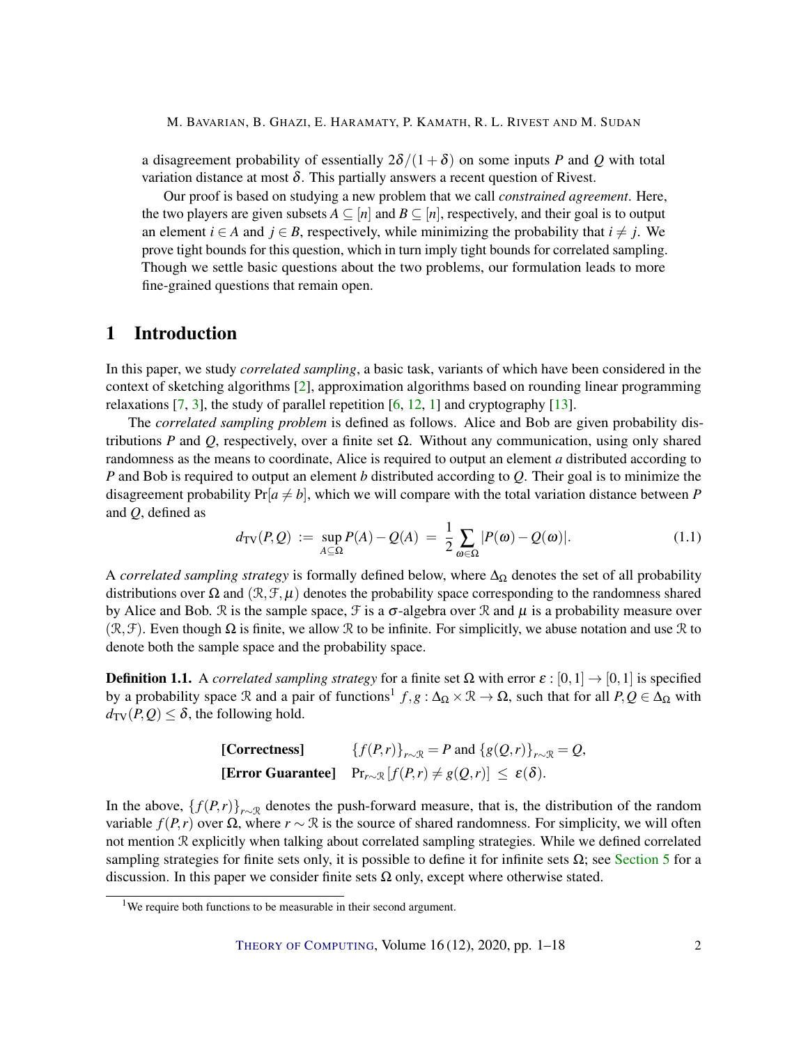a disagreement probability of essentially $2\delta/(1+\delta)$ on some inputs $P$ and $Q$ with total variation distance at most $\delta$. This partially answers a recent question of Rivest.

Our proof is based on studying a new problem that we call *constrained agreement*. Here, the two players are given subsets $A \subseteq [n]$ and $B \subseteq [n]$, respectively, and their goal is to output an element $i \in A$ and $j \in B$, respectively, while minimizing the probability that $i \neq j$. We prove tight bounds for this question, which in turn imply tight bounds for correlated sampling. Though we settle basic questions about the two problems, our formulation leads to more fine-grained questions that remain open.

# 1 Introduction

In this paper, we study *correlated sampling*, a basic task, variants of which have been considered in the context of sketching algorithms [2], approximation algorithms based on rounding linear programming relaxations [7, 3], the study of parallel repetition [6, 12, 1] and cryptography [13].

The *correlated sampling problem* is defined as follows. Alice and Bob are given probability distributions $P$ and $Q$, respectively, over a finite set $\Omega$. Without any communication, using only shared randomness as the means to coordinate, Alice is required to output an element $a$ distributed according to $P$ and Bob is required to output an element $b$ distributed according to $Q$. Their goal is to minimize the disagreement probability $\Pr[a \neq b]$, which we will compare with the total variation distance between $P$ and $Q$, defined as

$$d_{\mathrm{TV}}(P,Q) \;:=\; \sup_{A \subseteq \Omega} P(A) - Q(A) \;=\; \frac{1}{2}\sum_{\omega \in \Omega} |P(\omega) - Q(\omega)|. \tag{1.1}$$

A *correlated sampling strategy* is formally defined below, where $\Delta_\Omega$ denotes the set of all probability distributions over $\Omega$ and $(\mathcal{R}, \mathcal{F}, \mu)$ denotes the probability space corresponding to the randomness shared by Alice and Bob. $\mathcal{R}$ is the sample space, $\mathcal{F}$ is a $\sigma$-algebra over $\mathcal{R}$ and $\mu$ is a probability measure over $(\mathcal{R}, \mathcal{F})$. Even though $\Omega$ is finite, we allow $\mathcal{R}$ to be infinite. For simplicity, we abuse notation and use $\mathcal{R}$ to denote both the sample space and the probability space.

**Definition 1.1.** A *correlated sampling strategy* for a finite set $\Omega$ with error $\varepsilon : [0,1] \to [0,1]$ is specified by a probability space $\mathcal{R}$ and a pair of functions[1] $f, g : \Delta_\Omega \times \mathcal{R} \to \Omega$, such that for all $P, Q \in \Delta_\Omega$ with $d_{\mathrm{TV}}(P,Q) \leq \delta$, the following hold.

$$\textbf{[Correctness]} \qquad \{f(P,r)\}_{r\sim\mathcal{R}} = P \text{ and } \{g(Q,r)\}_{r\sim\mathcal{R}} = Q,$$

$$\textbf{[Error Guarantee]} \quad \Pr_{r\sim\mathcal{R}}[f(P,r) \neq g(Q,r)] \;\leq\; \varepsilon(\delta).$$

In the above, $\{f(P,r)\}_{r\sim\mathcal{R}}$ denotes the push-forward measure, that is, the distribution of the random variable $f(P,r)$ over $\Omega$, where $r \sim \mathcal{R}$ is the source of shared randomness. For simplicity, we will often not mention $\mathcal{R}$ explicitly when talking about correlated sampling strategies. While we defined correlated sampling strategies for finite sets only, it is possible to define it for infinite sets $\Omega$; see Section 5 for a discussion. In this paper we consider finite sets $\Omega$ only, except where otherwise stated.

[1] We require both functions to be measurable in their second argument.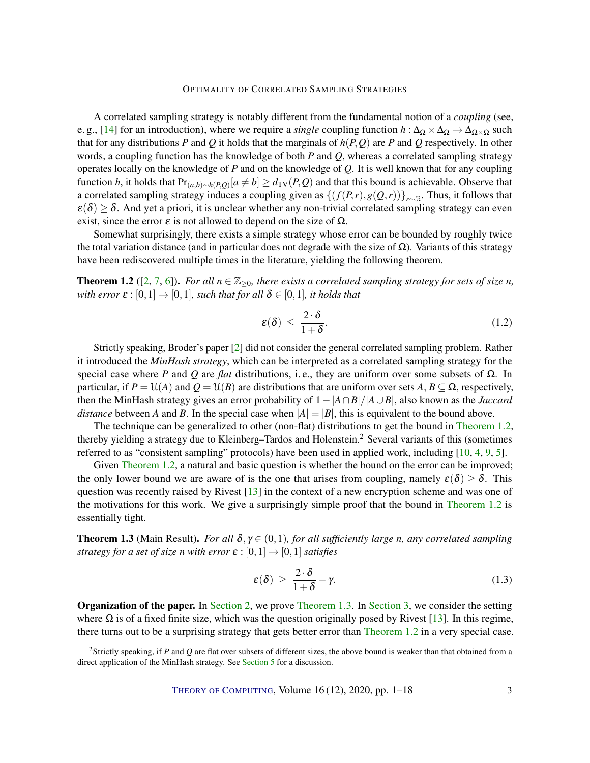A correlated sampling strategy is notably different from the fundamental notion of a *coupling* (see, e. g., [14] for an introduction), where we require a *single* coupling function $h : \Delta_\Omega \times \Delta_\Omega \to \Delta_{\Omega\times\Omega}$ such that for any distributions $P$ and $Q$ it holds that the marginals of $h(P,Q)$ are $P$ and $Q$ respectively. In other words, a coupling function has the knowledge of both $P$ and $Q$, whereas a correlated sampling strategy operates locally on the knowledge of $P$ and on the knowledge of $Q$. It is well known that for any coupling function $h$, it holds that $\Pr_{(a,b)\sim h(P,Q)}[a \neq b] \geq d_{\mathrm{TV}}(P,Q)$ and that this bound is achievable. Observe that a correlated sampling strategy induces a coupling given as $\{(f(P,r), g(Q,r))\}_{r\sim\mathcal{R}}$. Thus, it follows that $\varepsilon(\delta) \geq \delta$. And yet a priori, it is unclear whether any non-trivial correlated sampling strategy can even exist, since the error $\varepsilon$ is not allowed to depend on the size of $\Omega$.

Somewhat surprisingly, there exists a simple strategy whose error can be bounded by roughly twice the total variation distance (and in particular does not degrade with the size of $\Omega$). Variants of this strategy have been rediscovered multiple times in the literature, yielding the following theorem.

**Theorem 1.2** ([2, 7, 6]). *For all $n \in \mathbb{Z}_{\geq 0}$, there exists a correlated sampling strategy for sets of size $n$, with error $\varepsilon : [0,1] \to [0,1]$, such that for all $\delta \in [0,1]$, it holds that*

$$\varepsilon(\delta) \leq \frac{2\cdot\delta}{1+\delta}. \tag{1.2}$$

Strictly speaking, Broder's paper [2] did not consider the general correlated sampling problem. Rather it introduced the *MinHash strategy*, which can be interpreted as a correlated sampling strategy for the special case where $P$ and $Q$ are *flat* distributions, i. e., they are uniform over some subsets of $\Omega$. In particular, if $P = \mathcal{U}(A)$ and $Q = \mathcal{U}(B)$ are distributions that are uniform over sets $A, B \subseteq \Omega$, respectively, then the MinHash strategy gives an error probability of $1 - |A\cap B|/|A\cup B|$, also known as the *Jaccard distance* between $A$ and $B$. In the special case when $|A| = |B|$, this is equivalent to the bound above.

The technique can be generalized to other (non-flat) distributions to get the bound in Theorem 1.2, thereby yielding a strategy due to Kleinberg–Tardos and Holenstein.[2] Several variants of this (sometimes referred to as "consistent sampling" protocols) have been used in applied work, including [10, 4, 9, 5].

Given Theorem 1.2, a natural and basic question is whether the bound on the error can be improved; the only lower bound we are aware of is the one that arises from coupling, namely $\varepsilon(\delta) \geq \delta$. This question was recently raised by Rivest [13] in the context of a new encryption scheme and was one of the motivations for this work. We give a surprisingly simple proof that the bound in Theorem 1.2 is essentially tight.

**Theorem 1.3** (Main Result). *For all $\delta, \gamma \in (0,1)$, for all sufficiently large $n$, any correlated sampling strategy for a set of size $n$ with error $\varepsilon : [0,1] \to [0,1]$ satisfies*

$$\varepsilon(\delta) \geq \frac{2\cdot\delta}{1+\delta} - \gamma. \tag{1.3}$$

**Organization of the paper.** In Section 2, we prove Theorem 1.3. In Section 3, we consider the setting where $\Omega$ is of a fixed finite size, which was the question originally posed by Rivest [13]. In this regime, there turns out to be a surprising strategy that gets better error than Theorem 1.2 in a very special case.

[2] Strictly speaking, if $P$ and $Q$ are flat over subsets of different sizes, the above bound is weaker than that obtained from a direct application of the MinHash strategy. See Section 5 for a discussion.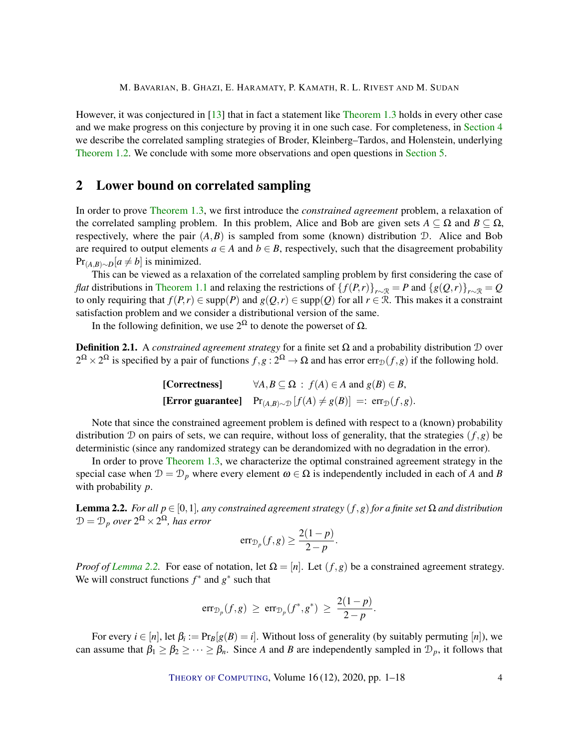However, it was conjectured in [13] that in fact a statement like Theorem 1.3 holds in every other case and we make progress on this conjecture by proving it in one such case. For completeness, in Section 4 we describe the correlated sampling strategies of Broder, Kleinberg–Tardos, and Holenstein, underlying Theorem 1.2. We conclude with some more observations and open questions in Section 5.

## 2 Lower bound on correlated sampling

In order to prove Theorem 1.3, we first introduce the *constrained agreement* problem, a relaxation of the correlated sampling problem. In this problem, Alice and Bob are given sets $A \subseteq \Omega$ and $B \subseteq \Omega$, respectively, where the pair $(A,B)$ is sampled from some (known) distribution $\mathcal{D}$. Alice and Bob are required to output elements $a \in A$ and $b \in B$, respectively, such that the disagreement probability $\Pr_{(A,B)\sim D}[a \neq b]$ is minimized.

This can be viewed as a relaxation of the correlated sampling problem by first considering the case of *flat* distributions in Theorem 1.1 and relaxing the restrictions of $\{f(P,r)\}_{r\sim\mathcal{R}} = P$ and $\{g(Q,r)\}_{r\sim\mathcal{R}} = Q$ to only requiring that $f(P,r) \in \mathrm{supp}(P)$ and $g(Q,r) \in \mathrm{supp}(Q)$ for all $r \in \mathcal{R}$. This makes it a constraint satisfaction problem and we consider a distributional version of the same.

In the following definition, we use $2^\Omega$ to denote the powerset of $\Omega$.

**Definition 2.1.** A *constrained agreement strategy* for a finite set $\Omega$ and a probability distribution $\mathcal{D}$ over $2^\Omega \times 2^\Omega$ is specified by a pair of functions $f, g : 2^\Omega \to \Omega$ and has error $\mathrm{err}_{\mathcal{D}}(f,g)$ if the following hold.

$$
\begin{aligned}
&\textbf{[Correctness]} && \forall A, B \subseteq \Omega \ : \ f(A) \in A \text{ and } g(B) \in B, \\
&\textbf{[Error guarantee]} && \Pr_{(A,B)\sim\mathcal{D}}[f(A) \neq g(B)] \ =: \ \mathrm{err}_{\mathcal{D}}(f,g).
\end{aligned}
$$

Note that since the constrained agreement problem is defined with respect to a (known) probability distribution $\mathcal{D}$ on pairs of sets, we can require, without loss of generality, that the strategies $(f,g)$ be deterministic (since any randomized strategy can be derandomized with no degradation in the error).

In order to prove Theorem 1.3, we characterize the optimal constrained agreement strategy in the special case when $\mathcal{D} = \mathcal{D}_p$ where every element $\omega \in \Omega$ is independently included in each of $A$ and $B$ with probability $p$.

**Lemma 2.2.** *For all $p \in [0,1]$, any constrained agreement strategy $(f,g)$ for a finite set $\Omega$ and distribution $\mathcal{D} = \mathcal{D}_p$ over $2^\Omega \times 2^\Omega$, has error*

$$
\mathrm{err}_{\mathcal{D}_p}(f,g) \geq \frac{2(1-p)}{2-p}.
$$

*Proof of Lemma 2.2.* For ease of notation, let $\Omega = [n]$. Let $(f,g)$ be a constrained agreement strategy. We will construct functions $f^*$ and $g^*$ such that

$$
\mathrm{err}_{\mathcal{D}_p}(f,g) \ \geq \ \mathrm{err}_{\mathcal{D}_p}(f^*,g^*) \ \geq \ \frac{2(1-p)}{2-p}.
$$

For every $i \in [n]$, let $\beta_i := \Pr_B[g(B) = i]$. Without loss of generality (by suitably permuting $[n]$), we can assume that $\beta_1 \geq \beta_2 \geq \cdots \geq \beta_n$. Since $A$ and $B$ are independently sampled in $\mathcal{D}_p$, it follows that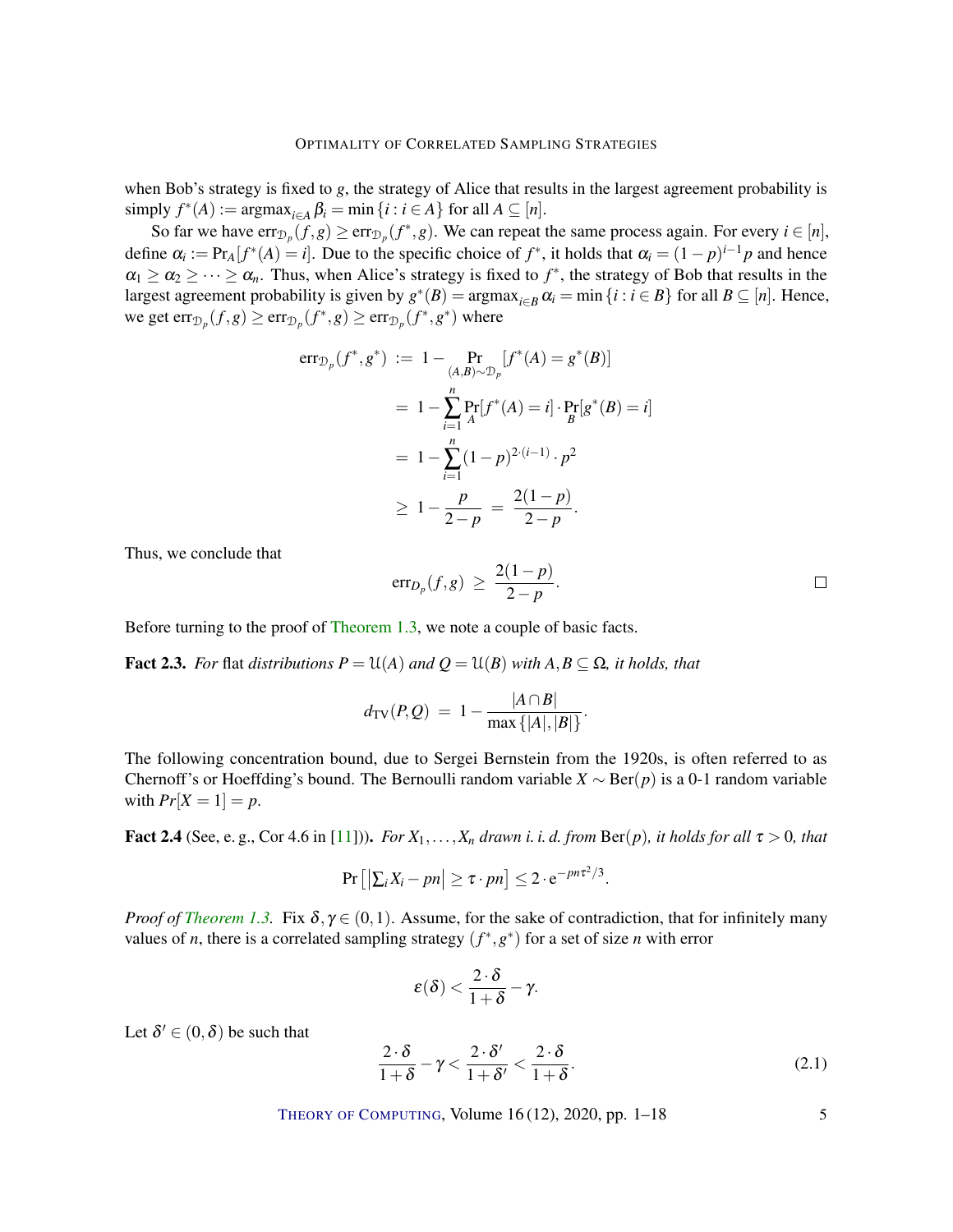when Bob's strategy is fixed to $g$, the strategy of Alice that results in the largest agreement probability is simply $f^*(A) := \operatorname{argmax}_{i \in A} \beta_i = \min\{i : i \in A\}$ for all $A \subseteq [n]$.

So far we have $\operatorname{err}_{\mathcal{D}_p}(f,g) \geq \operatorname{err}_{\mathcal{D}_p}(f^*,g)$. We can repeat the same process again. For every $i \in [n]$, define $\alpha_i := \Pr_A[f^*(A) = i]$. Due to the specific choice of $f^*$, it holds that $\alpha_i = (1-p)^{i-1}p$ and hence $\alpha_1 \geq \alpha_2 \geq \cdots \geq \alpha_n$. Thus, when Alice's strategy is fixed to $f^*$, the strategy of Bob that results in the largest agreement probability is given by $g^*(B) = \operatorname{argmax}_{i \in B} \alpha_i = \min\{i : i \in B\}$ for all $B \subseteq [n]$. Hence, we get $\operatorname{err}_{\mathcal{D}_p}(f,g) \geq \operatorname{err}_{\mathcal{D}_p}(f^*,g) \geq \operatorname{err}_{\mathcal{D}_p}(f^*,g^*)$ where

$$
\begin{aligned}
\operatorname{err}_{\mathcal{D}_p}(f^*,g^*) &:= 1 - \Pr_{(A,B)\sim\mathcal{D}_p}[f^*(A) = g^*(B)] \\
&= 1 - \sum_{i=1}^{n} \Pr_A[f^*(A) = i] \cdot \Pr_B[g^*(B) = i] \\
&= 1 - \sum_{i=1}^{n} (1-p)^{2\cdot(i-1)} \cdot p^2 \\
&\geq 1 - \frac{p}{2-p} = \frac{2(1-p)}{2-p}.
\end{aligned}
$$

Thus, we conclude that

$$
\operatorname{err}_{D_p}(f,g) \geq \frac{2(1-p)}{2-p}. \qquad \square
$$

Before turning to the proof of Theorem 1.3, we note a couple of basic facts.

**Fact 2.3.** *For* flat *distributions $P = \mathcal{U}(A)$ and $Q = \mathcal{U}(B)$ with $A, B \subseteq \Omega$, it holds, that*

$$
d_{\mathrm{TV}}(P,Q) = 1 - \frac{|A \cap B|}{\max\{|A|,|B|\}}.
$$

The following concentration bound, due to Sergei Bernstein from the 1920s, is often referred to as Chernoff's or Hoeffding's bound. The Bernoulli random variable $X \sim \operatorname{Ber}(p)$ is a 0-1 random variable with $Pr[X = 1] = p$.

**Fact 2.4** (See, e. g., Cor 4.6 in [11])**.** *For $X_1, \ldots, X_n$ drawn i. i. d. from $\operatorname{Ber}(p)$, it holds for all $\tau > 0$, that*

$$
\Pr\left[\left|\textstyle\sum_i X_i - pn\right| \geq \tau \cdot pn\right] \leq 2 \cdot \mathrm{e}^{-pn\tau^2/3}.
$$

*Proof of Theorem 1.3.* Fix $\delta, \gamma \in (0,1)$. Assume, for the sake of contradiction, that for infinitely many values of $n$, there is a correlated sampling strategy $(f^*, g^*)$ for a set of size $n$ with error

$$
\varepsilon(\delta) < \frac{2 \cdot \delta}{1+\delta} - \gamma.
$$

Let $\delta' \in (0, \delta)$ be such that

$$
\frac{2 \cdot \delta}{1+\delta} - \gamma < \frac{2 \cdot \delta'}{1+\delta'} < \frac{2 \cdot \delta}{1+\delta}. \tag{2.1}
$$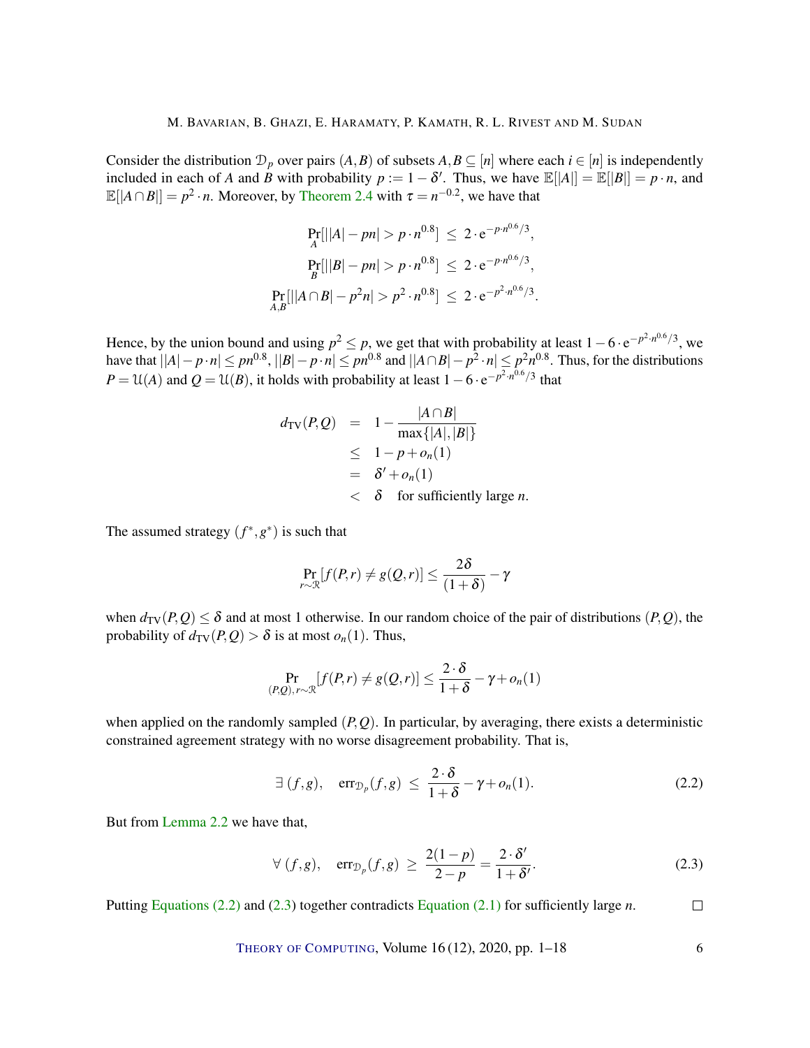Consider the distribution $\mathcal{D}_p$ over pairs $(A,B)$ of subsets $A,B \subseteq [n]$ where each $i \in [n]$ is independently included in each of $A$ and $B$ with probability $p := 1-\delta'$. Thus, we have $\mathbb{E}[|A|] = \mathbb{E}[|B|] = p \cdot n$, and $\mathbb{E}[|A \cap B|] = p^2 \cdot n$. Moreover, by Theorem 2.4 with $\tau = n^{-0.2}$, we have that

$$
\begin{aligned}
\Pr_A[||A| - pn| > p \cdot n^{0.8}] &\leq 2 \cdot \mathrm{e}^{-p \cdot n^{0.6}/3}, \\
\Pr_B[||B| - pn| > p \cdot n^{0.8}] &\leq 2 \cdot \mathrm{e}^{-p \cdot n^{0.6}/3}, \\
\Pr_{A,B}[||A \cap B| - p^2 n| > p^2 \cdot n^{0.8}] &\leq 2 \cdot \mathrm{e}^{-p^2 \cdot n^{0.6}/3}.
\end{aligned}
$$

Hence, by the union bound and using $p^2 \leq p$, we get that with probability at least $1 - 6 \cdot \mathrm{e}^{-p^2 \cdot n^{0.6}/3}$, we have that $||A| - p \cdot n| \leq pn^{0.8}$, $||B| - p \cdot n| \leq pn^{0.8}$ and $||A \cap B| - p^2 \cdot n| \leq p^2 n^{0.8}$. Thus, for the distributions $P = \mathcal{U}(A)$ and $Q = \mathcal{U}(B)$, it holds with probability at least $1 - 6 \cdot \mathrm{e}^{-p^2 \cdot n^{0.6}/3}$ that

$$
\begin{aligned}
d_{\mathrm{TV}}(P,Q) &= 1 - \frac{|A \cap B|}{\max\{|A|, |B|\}} \\
&\leq 1 - p + o_n(1) \\
&= \delta' + o_n(1) \\
&< \delta \quad \text{for sufficiently large } n.
\end{aligned}
$$

The assumed strategy $(f^*, g^*)$ is such that

$$
\Pr_{r \sim \mathcal{R}}[f(P,r) \neq g(Q,r)] \leq \frac{2\delta}{(1+\delta)} - \gamma
$$

when $d_{\mathrm{TV}}(P,Q) \leq \delta$ and at most 1 otherwise. In our random choice of the pair of distributions $(P,Q)$, the probability of $d_{\mathrm{TV}}(P,Q) > \delta$ is at most $o_n(1)$. Thus,

$$
\Pr_{(P,Q), r \sim \mathcal{R}}[f(P,r) \neq g(Q,r)] \leq \frac{2 \cdot \delta}{1+\delta} - \gamma + o_n(1)
$$

when applied on the randomly sampled $(P,Q)$. In particular, by averaging, there exists a deterministic constrained agreement strategy with no worse disagreement probability. That is,

$$
\exists\, (f,g), \quad \mathrm{err}_{\mathcal{D}_p}(f,g) \;\leq\; \frac{2 \cdot \delta}{1+\delta} - \gamma + o_n(1). \tag{2.2}
$$

But from Lemma 2.2 we have that,

$$
\forall\, (f,g), \quad \mathrm{err}_{\mathcal{D}_p}(f,g) \;\geq\; \frac{2(1-p)}{2-p} = \frac{2 \cdot \delta'}{1+\delta'}. \tag{2.3}
$$

Putting Equations (2.2) and (2.3) together contradicts Equation (2.1) for sufficiently large $n$. ☐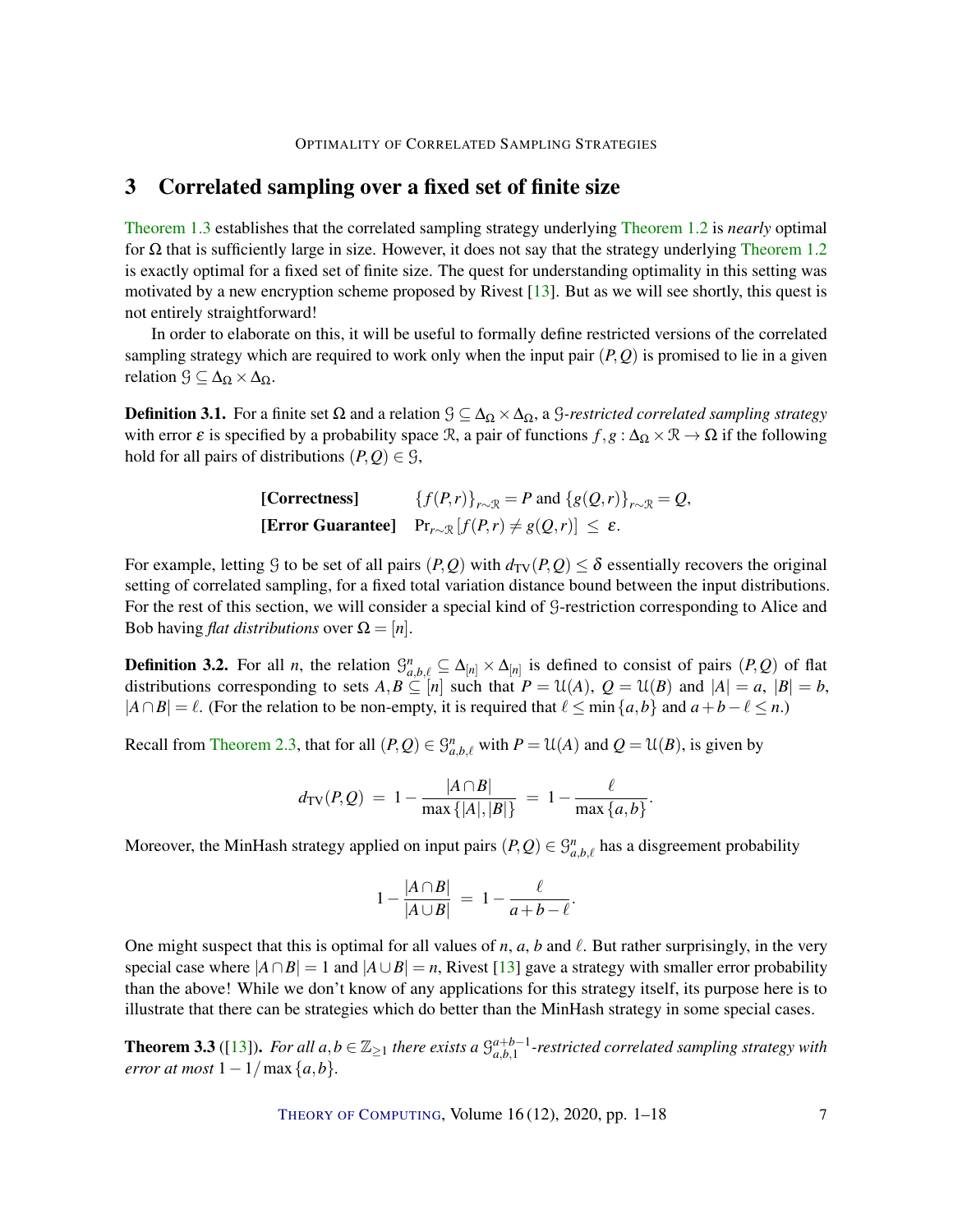## 3 Correlated sampling over a fixed set of finite size

Theorem 1.3 establishes that the correlated sampling strategy underlying Theorem 1.2 is *nearly* optimal for $\Omega$ that is sufficiently large in size. However, it does not say that the strategy underlying Theorem 1.2 is exactly optimal for a fixed set of finite size. The quest for understanding optimality in this setting was motivated by a new encryption scheme proposed by Rivest [13]. But as we will see shortly, this quest is not entirely straightforward!

In order to elaborate on this, it will be useful to formally define restricted versions of the correlated sampling strategy which are required to work only when the input pair $(P,Q)$ is promised to lie in a given relation $\mathcal{G} \subseteq \Delta_\Omega \times \Delta_\Omega$.

**Definition 3.1.** For a finite set $\Omega$ and a relation $\mathcal{G} \subseteq \Delta_\Omega \times \Delta_\Omega$, a $\mathcal{G}$*-restricted correlated sampling strategy* with error $\varepsilon$ is specified by a probability space $\mathcal{R}$, a pair of functions $f, g : \Delta_\Omega \times \mathcal{R} \to \Omega$ if the following hold for all pairs of distributions $(P,Q) \in \mathcal{G}$,

$$\begin{array}{ll} \textbf{[Correctness]} & \{f(P,r)\}_{r\sim\mathcal{R}} = P \text{ and } \{g(Q,r)\}_{r\sim\mathcal{R}} = Q, \\ \textbf{[Error Guarantee]} & \Pr_{r\sim\mathcal{R}}[f(P,r) \neq g(Q,r)] \leq \varepsilon. \end{array}$$

For example, letting $\mathcal{G}$ to be set of all pairs $(P,Q)$ with $d_{\mathrm{TV}}(P,Q) \leq \delta$ essentially recovers the original setting of correlated sampling, for a fixed total variation distance bound between the input distributions. For the rest of this section, we will consider a special kind of $\mathcal{G}$-restriction corresponding to Alice and Bob having *flat distributions* over $\Omega = [n]$.

**Definition 3.2.** For all $n$, the relation $\mathcal{G}^n_{a,b,\ell} \subseteq \Delta_{[n]} \times \Delta_{[n]}$ is defined to consist of pairs $(P,Q)$ of flat distributions corresponding to sets $A, B \subseteq [n]$ such that $P = \mathcal{U}(A)$, $Q = \mathcal{U}(B)$ and $|A| = a$, $|B| = b$, $|A \cap B| = \ell$. (For the relation to be non-empty, it is required that $\ell \leq \min\{a,b\}$ and $a + b - \ell \leq n$.)

Recall from Theorem 2.3, that for all $(P,Q) \in \mathcal{G}^n_{a,b,\ell}$ with $P = \mathcal{U}(A)$ and $Q = \mathcal{U}(B)$, is given by

$$d_{\mathrm{TV}}(P,Q) = 1 - \frac{|A \cap B|}{\max\{|A|,|B|\}} = 1 - \frac{\ell}{\max\{a,b\}}.$$

Moreover, the MinHash strategy applied on input pairs $(P,Q) \in \mathcal{G}^n_{a,b,\ell}$ has a disgreement probability

$$1 - \frac{|A \cap B|}{|A \cup B|} = 1 - \frac{\ell}{a+b-\ell}.$$

One might suspect that this is optimal for all values of $n$, $a$, $b$ and $\ell$. But rather surprisingly, in the very special case where $|A \cap B| = 1$ and $|A \cup B| = n$, Rivest [13] gave a strategy with smaller error probability than the above! While we don't know of any applications for this strategy itself, its purpose here is to illustrate that there can be strategies which do better than the MinHash strategy in some special cases.

**Theorem 3.3** ([13]). *For all $a, b \in \mathbb{Z}_{\geq 1}$ there exists a $\mathcal{G}^{a+b-1}_{a,b,1}$-restricted correlated sampling strategy with error at most $1 - 1/\max\{a,b\}$.*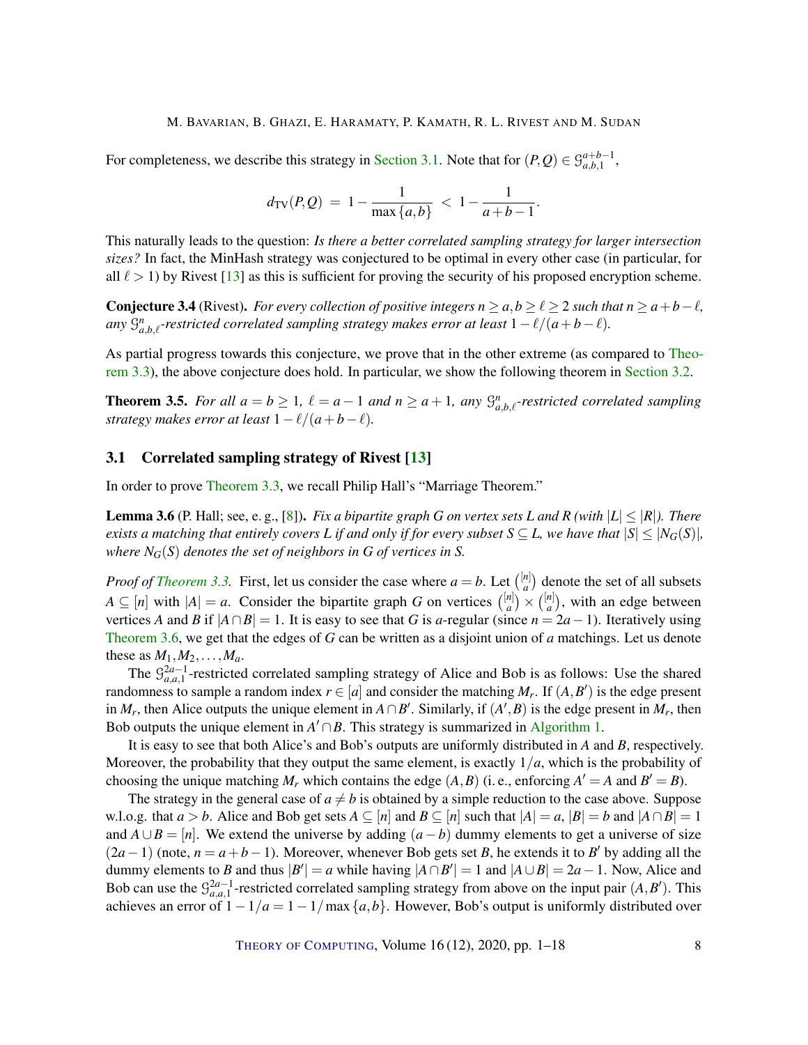For completeness, we describe this strategy in Section 3.1. Note that for $(P,Q) \in \mathcal{G}^{a+b-1}_{a,b,1}$,

$$d_{\mathrm{TV}}(P,Q) \;=\; 1 - \frac{1}{\max\{a,b\}} \;<\; 1 - \frac{1}{a+b-1}.$$

This naturally leads to the question: *Is there a better correlated sampling strategy for larger intersection sizes?* In fact, the MinHash strategy was conjectured to be optimal in every other case (in particular, for all $\ell > 1$) by Rivest [13] as this is sufficient for proving the security of his proposed encryption scheme.

**Conjecture 3.4** (Rivest). *For every collection of positive integers $n \geq a, b \geq \ell \geq 2$ such that $n \geq a+b-\ell$, any $\mathcal{G}^n_{a,b,\ell}$-restricted correlated sampling strategy makes error at least $1 - \ell/(a+b-\ell)$.*

As partial progress towards this conjecture, we prove that in the other extreme (as compared to Theorem 3.3), the above conjecture does hold. In particular, we show the following theorem in Section 3.2.

**Theorem 3.5.** *For all $a = b \geq 1$, $\ell = a-1$ and $n \geq a+1$, any $\mathcal{G}^n_{a,b,\ell}$-restricted correlated sampling strategy makes error at least $1 - \ell/(a+b-\ell)$.*

## 3.1 Correlated sampling strategy of Rivest [13]

In order to prove Theorem 3.3, we recall Philip Hall's "Marriage Theorem."

**Lemma 3.6** (P. Hall; see, e. g., [8]). *Fix a bipartite graph $G$ on vertex sets $L$ and $R$ (with $|L| \leq |R|$). There exists a matching that entirely covers $L$ if and only if for every subset $S \subseteq L$, we have that $|S| \leq |N_G(S)|$, where $N_G(S)$ denotes the set of neighbors in $G$ of vertices in $S$.*

*Proof of Theorem 3.3.* First, let us consider the case where $a = b$. Let $\binom{[n]}{a}$ denote the set of all subsets $A \subseteq [n]$ with $|A| = a$. Consider the bipartite graph $G$ on vertices $\binom{[n]}{a} \times \binom{[n]}{a}$, with an edge between vertices $A$ and $B$ if $|A \cap B| = 1$. It is easy to see that $G$ is $a$-regular (since $n = 2a-1$). Iteratively using Theorem 3.6, we get that the edges of $G$ can be written as a disjoint union of $a$ matchings. Let us denote these as $M_1, M_2, \ldots, M_a$.

The $\mathcal{G}^{2a-1}_{a,a,1}$-restricted correlated sampling strategy of Alice and Bob is as follows: Use the shared randomness to sample a random index $r \in [a]$ and consider the matching $M_r$. If $(A, B')$ is the edge present in $M_r$, then Alice outputs the unique element in $A \cap B'$. Similarly, if $(A', B)$ is the edge present in $M_r$, then Bob outputs the unique element in $A' \cap B$. This strategy is summarized in Algorithm 1.

It is easy to see that both Alice's and Bob's outputs are uniformly distributed in $A$ and $B$, respectively. Moreover, the probability that they output the same element, is exactly $1/a$, which is the probability of choosing the unique matching $M_r$ which contains the edge $(A, B)$ (i. e., enforcing $A' = A$ and $B' = B$).

The strategy in the general case of $a \neq b$ is obtained by a simple reduction to the case above. Suppose w.l.o.g. that $a > b$. Alice and Bob get sets $A \subseteq [n]$ and $B \subseteq [n]$ such that $|A| = a$, $|B| = b$ and $|A \cap B| = 1$ and $A \cup B = [n]$. We extend the universe by adding $(a-b)$ dummy elements to get a universe of size $(2a-1)$ (note, $n = a+b-1$). Moreover, whenever Bob gets set $B$, he extends it to $B'$ by adding all the dummy elements to $B$ and thus $|B'| = a$ while having $|A \cap B'| = 1$ and $|A \cup B| = 2a-1$. Now, Alice and Bob can use the $\mathcal{G}^{2a-1}_{a,a,1}$-restricted correlated sampling strategy from above on the input pair $(A, B')$. This achieves an error of $1 - 1/a = 1 - 1/\max\{a,b\}$. However, Bob's output is uniformly distributed over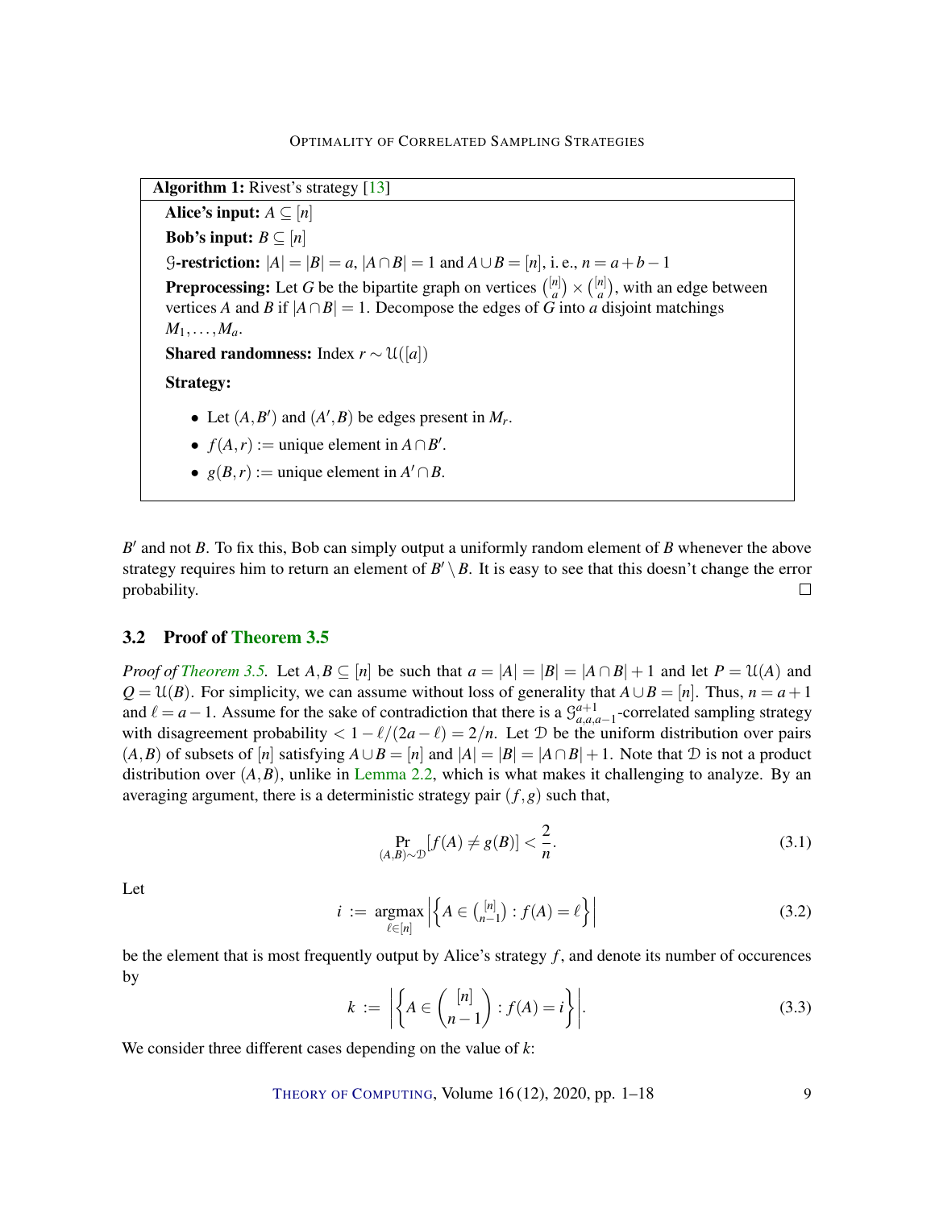**Algorithm 1:** Rivest's strategy [13]

**Alice's input:** $A \subseteq [n]$

**Bob's input:** $B \subseteq [n]$

**$\mathcal{G}$-restriction:** $|A| = |B| = a$, $|A \cap B| = 1$ and $A \cup B = [n]$, i. e., $n = a + b - 1$

**Preprocessing:** Let $G$ be the bipartite graph on vertices $\binom{[n]}{a} \times \binom{[n]}{a}$, with an edge between vertices $A$ and $B$ if $|A \cap B| = 1$. Decompose the edges of $G$ into $a$ disjoint matchings $M_1, \ldots, M_a$.

**Shared randomness:** Index $r \sim \mathcal{U}([a])$

**Strategy:**

- Let $(A, B')$ and $(A', B)$ be edges present in $M_r$.
- $f(A, r) :=$ unique element in $A \cap B'$.
- $g(B, r) :=$ unique element in $A' \cap B$.

$B'$ and not $B$. To fix this, Bob can simply output a uniformly random element of $B$ whenever the above strategy requires him to return an element of $B' \setminus B$. It is easy to see that this doesn't change the error probability. □

## 3.2 Proof of Theorem 3.5

*Proof of Theorem 3.5.* Let $A, B \subseteq [n]$ be such that $a = |A| = |B| = |A \cap B| + 1$ and let $P = \mathcal{U}(A)$ and $Q = \mathcal{U}(B)$. For simplicity, we can assume without loss of generality that $A \cup B = [n]$. Thus, $n = a + 1$ and $\ell = a - 1$. Assume for the sake of contradiction that there is a $\mathcal{G}^{a+1}_{a,a,a-1}$-correlated sampling strategy with disagreement probability $< 1 - \ell/(2a - \ell) = 2/n$. Let $\mathcal{D}$ be the uniform distribution over pairs $(A, B)$ of subsets of $[n]$ satisfying $A \cup B = [n]$ and $|A| = |B| = |A \cap B| + 1$. Note that $\mathcal{D}$ is not a product distribution over $(A, B)$, unlike in Lemma 2.2, which is what makes it challenging to analyze. By an averaging argument, there is a deterministic strategy pair $(f, g)$ such that,

$$\Pr_{(A,B) \sim \mathcal{D}}[f(A) \neq g(B)] < \frac{2}{n}. \tag{3.1}$$

Let

$$i := \operatorname*{argmax}_{\ell \in [n]} \left| \left\{ A \in \tbinom{[n]}{n-1} : f(A) = \ell \right\} \right| \tag{3.2}$$

be the element that is most frequently output by Alice's strategy $f$, and denote its number of occurences by

$$k := \left| \left\{ A \in \binom{[n]}{n-1} : f(A) = i \right\} \right|. \tag{3.3}$$

We consider three different cases depending on the value of $k$: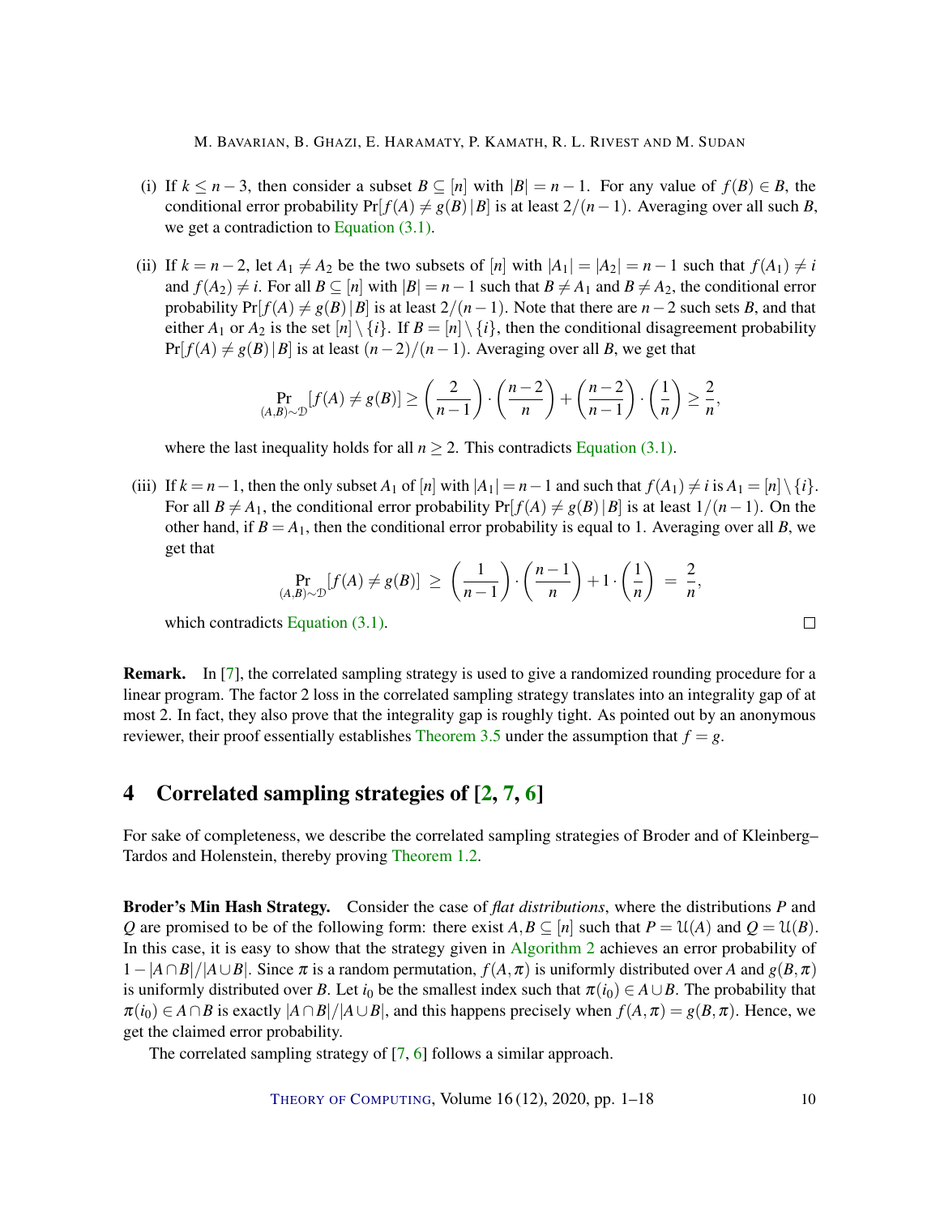(i) If $k \leq n-3$, then consider a subset $B \subseteq [n]$ with $|B| = n-1$. For any value of $f(B) \in B$, the conditional error probability $\Pr[f(A) \neq g(B) \,|\, B]$ is at least $2/(n-1)$. Averaging over all such $B$, we get a contradiction to Equation (3.1).

(ii) If $k = n-2$, let $A_1 \neq A_2$ be the two subsets of $[n]$ with $|A_1| = |A_2| = n-1$ such that $f(A_1) \neq i$ and $f(A_2) \neq i$. For all $B \subseteq [n]$ with $|B| = n-1$ such that $B \neq A_1$ and $B \neq A_2$, the conditional error probability $\Pr[f(A) \neq g(B) \,|\, B]$ is at least $2/(n-1)$. Note that there are $n-2$ such sets $B$, and that either $A_1$ or $A_2$ is the set $[n] \setminus \{i\}$. If $B = [n] \setminus \{i\}$, then the conditional disagreement probability $\Pr[f(A) \neq g(B) \,|\, B]$ is at least $(n-2)/(n-1)$. Averaging over all $B$, we get that

$$\Pr_{(A,B)\sim\mathcal{D}}[f(A) \neq g(B)] \geq \left(\frac{2}{n-1}\right) \cdot \left(\frac{n-2}{n}\right) + \left(\frac{n-2}{n-1}\right) \cdot \left(\frac{1}{n}\right) \geq \frac{2}{n},$$

where the last inequality holds for all $n \geq 2$. This contradicts Equation (3.1).

(iii) If $k = n-1$, then the only subset $A_1$ of $[n]$ with $|A_1| = n-1$ and such that $f(A_1) \neq i$ is $A_1 = [n] \setminus \{i\}$. For all $B \neq A_1$, the conditional error probability $\Pr[f(A) \neq g(B) \,|\, B]$ is at least $1/(n-1)$. On the other hand, if $B = A_1$, then the conditional error probability is equal to 1. Averaging over all $B$, we get that

$$\Pr_{(A,B)\sim\mathcal{D}}[f(A) \neq g(B)] \;\geq\; \left(\frac{1}{n-1}\right) \cdot \left(\frac{n-1}{n}\right) + 1 \cdot \left(\frac{1}{n}\right) \;=\; \frac{2}{n},$$

which contradicts Equation (3.1). □

**Remark.** In [7], the correlated sampling strategy is used to give a randomized rounding procedure for a linear program. The factor 2 loss in the correlated sampling strategy translates into an integrality gap of at most 2. In fact, they also prove that the integrality gap is roughly tight. As pointed out by an anonymous reviewer, their proof essentially establishes Theorem 3.5 under the assumption that $f = g$.

## 4 Correlated sampling strategies of [2, 7, 6]

For sake of completeness, we describe the correlated sampling strategies of Broder and of Kleinberg–Tardos and Holenstein, thereby proving Theorem 1.2.

**Broder's Min Hash Strategy.** Consider the case of *flat distributions*, where the distributions $P$ and $Q$ are promised to be of the following form: there exist $A, B \subseteq [n]$ such that $P = \mathcal{U}(A)$ and $Q = \mathcal{U}(B)$. In this case, it is easy to show that the strategy given in Algorithm 2 achieves an error probability of $1 - |A \cap B|/|A \cup B|$. Since $\pi$ is a random permutation, $f(A,\pi)$ is uniformly distributed over $A$ and $g(B,\pi)$ is uniformly distributed over $B$. Let $i_0$ be the smallest index such that $\pi(i_0) \in A \cup B$. The probability that $\pi(i_0) \in A \cap B$ is exactly $|A \cap B|/|A \cup B|$, and this happens precisely when $f(A,\pi) = g(B,\pi)$. Hence, we get the claimed error probability.

The correlated sampling strategy of [7, 6] follows a similar approach.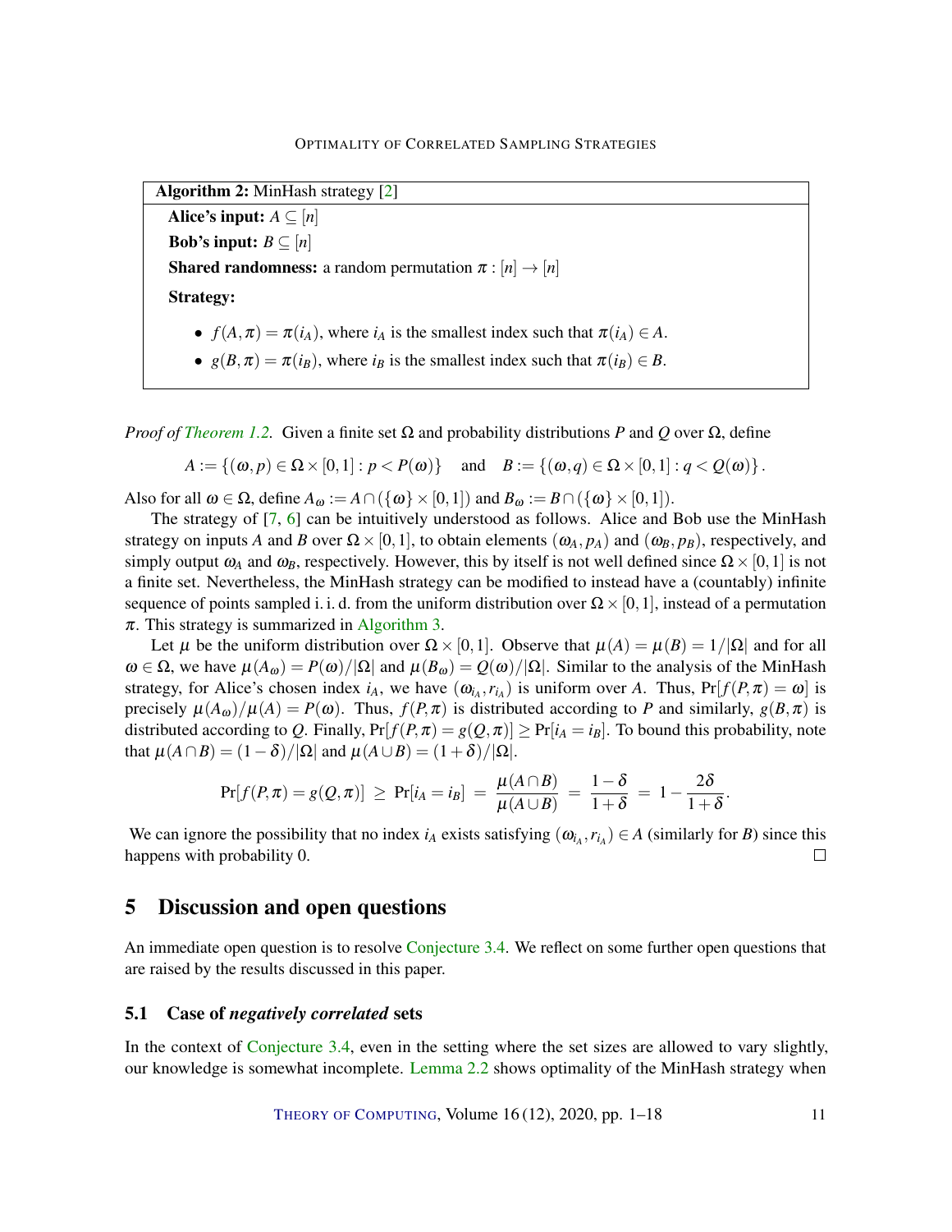**Algorithm 2:** MinHash strategy [2]

**Alice's input:** $A \subseteq [n]$

**Bob's input:** $B \subseteq [n]$

**Shared randomness:** a random permutation $\pi : [n] \to [n]$

**Strategy:**

- $f(A, \pi) = \pi(i_A)$, where $i_A$ is the smallest index such that $\pi(i_A) \in A$.
- $g(B, \pi) = \pi(i_B)$, where $i_B$ is the smallest index such that $\pi(i_B) \in B$.

*Proof of Theorem 1.2.* Given a finite set $\Omega$ and probability distributions $P$ and $Q$ over $\Omega$, define

$$A := \{(\omega, p) \in \Omega \times [0,1] : p < P(\omega)\} \quad \text{and} \quad B := \{(\omega, q) \in \Omega \times [0,1] : q < Q(\omega)\}.$$

Also for all $\omega \in \Omega$, define $A_\omega := A \cap (\{\omega\} \times [0,1])$ and $B_\omega := B \cap (\{\omega\} \times [0,1])$.

The strategy of [7, 6] can be intuitively understood as follows. Alice and Bob use the MinHash strategy on inputs $A$ and $B$ over $\Omega \times [0,1]$, to obtain elements $(\omega_A, p_A)$ and $(\omega_B, p_B)$, respectively, and simply output $\omega_A$ and $\omega_B$, respectively. However, this by itself is not well defined since $\Omega \times [0,1]$ is not a finite set. Nevertheless, the MinHash strategy can be modified to instead have a (countably) infinite sequence of points sampled i. i. d. from the uniform distribution over $\Omega \times [0,1]$, instead of a permutation $\pi$. This strategy is summarized in Algorithm 3.

Let $\mu$ be the uniform distribution over $\Omega \times [0,1]$. Observe that $\mu(A) = \mu(B) = 1/|\Omega|$ and for all $\omega \in \Omega$, we have $\mu(A_\omega) = P(\omega)/|\Omega|$ and $\mu(B_\omega) = Q(\omega)/|\Omega|$. Similar to the analysis of the MinHash strategy, for Alice's chosen index $i_A$, we have $(\omega_{i_A}, r_{i_A})$ is uniform over $A$. Thus, $\Pr[f(P,\pi) = \omega]$ is precisely $\mu(A_\omega)/\mu(A) = P(\omega)$. Thus, $f(P,\pi)$ is distributed according to $P$ and similarly, $g(B,\pi)$ is distributed according to $Q$. Finally, $\Pr[f(P,\pi) = g(Q,\pi)] \geq \Pr[i_A = i_B]$. To bound this probability, note that $\mu(A \cap B) = (1-\delta)/|\Omega|$ and $\mu(A \cup B) = (1+\delta)/|\Omega|$.

$$\Pr[f(P,\pi) = g(Q,\pi)] \;\geq\; \Pr[i_A = i_B] \;=\; \frac{\mu(A \cap B)}{\mu(A \cup B)} \;=\; \frac{1-\delta}{1+\delta} \;=\; 1 - \frac{2\delta}{1+\delta}.$$

We can ignore the possibility that no index $i_A$ exists satisfying $(\omega_{i_A}, r_{i_A}) \in A$ (similarly for $B$) since this happens with probability 0. $\square$

## 5 Discussion and open questions

An immediate open question is to resolve Conjecture 3.4. We reflect on some further open questions that are raised by the results discussed in this paper.

### 5.1 Case of *negatively correlated* sets

In the context of Conjecture 3.4, even in the setting where the set sizes are allowed to vary slightly, our knowledge is somewhat incomplete. Lemma 2.2 shows optimality of the MinHash strategy when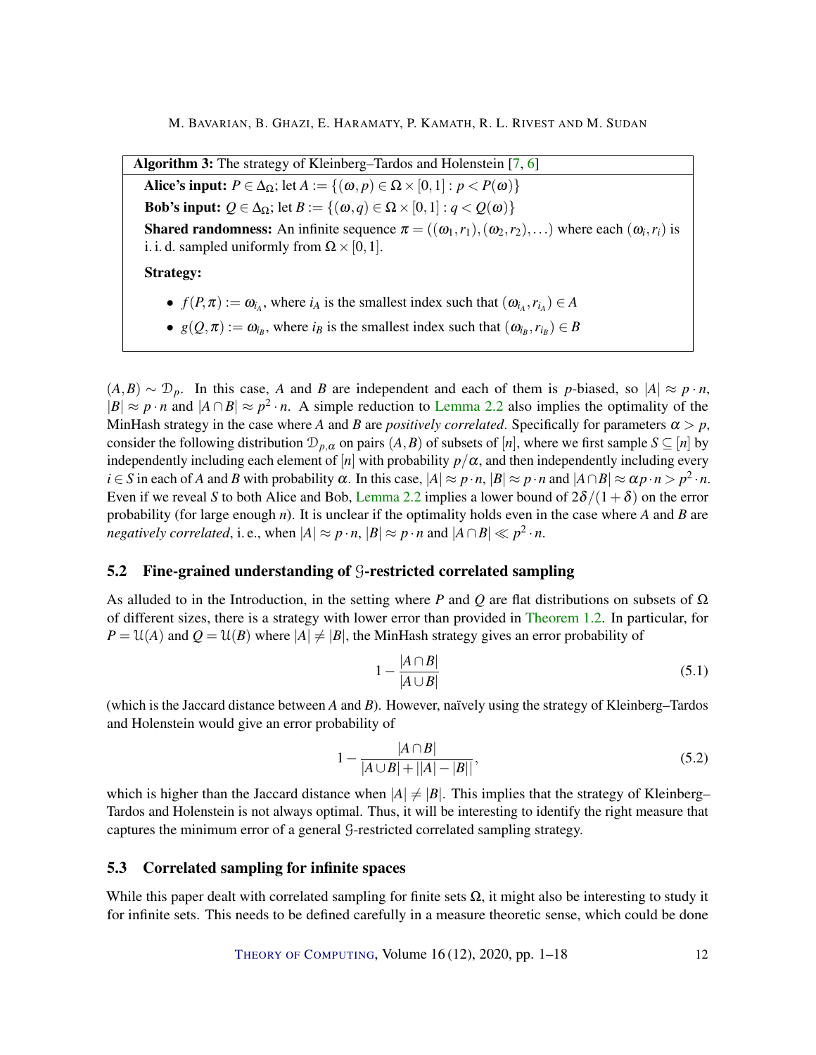**Algorithm 3:** The strategy of Kleinberg–Tardos and Holenstein [7, 6]

**Alice's input:** $P \in \Delta_\Omega$; let $A := \{(\omega, p) \in \Omega \times [0,1] : p < P(\omega)\}$

**Bob's input:** $Q \in \Delta_\Omega$; let $B := \{(\omega, q) \in \Omega \times [0,1] : q < Q(\omega)\}$

**Shared randomness:** An infinite sequence $\pi = ((\omega_1, r_1), (\omega_2, r_2), \ldots)$ where each $(\omega_i, r_i)$ is i. i. d. sampled uniformly from $\Omega \times [0,1]$.

**Strategy:**

- $f(P, \pi) := \omega_{i_A}$, where $i_A$ is the smallest index such that $(\omega_{i_A}, r_{i_A}) \in A$
- $g(Q, \pi) := \omega_{i_B}$, where $i_B$ is the smallest index such that $(\omega_{i_B}, r_{i_B}) \in B$

$(A,B) \sim \mathcal{D}_p$. In this case, $A$ and $B$ are independent and each of them is $p$-biased, so $|A| \approx p \cdot n$, $|B| \approx p \cdot n$ and $|A \cap B| \approx p^2 \cdot n$. A simple reduction to Lemma 2.2 also implies the optimality of the MinHash strategy in the case where $A$ and $B$ are *positively correlated*. Specifically for parameters $\alpha > p$, consider the following distribution $\mathcal{D}_{p,\alpha}$ on pairs $(A,B)$ of subsets of $[n]$, where we first sample $S \subseteq [n]$ by independently including each element of $[n]$ with probability $p/\alpha$, and then independently including every $i \in S$ in each of $A$ and $B$ with probability $\alpha$. In this case, $|A| \approx p \cdot n$, $|B| \approx p \cdot n$ and $|A \cap B| \approx \alpha p \cdot n > p^2 \cdot n$. Even if we reveal $S$ to both Alice and Bob, Lemma 2.2 implies a lower bound of $2\delta/(1+\delta)$ on the error probability (for large enough $n$). It is unclear if the optimality holds even in the case where $A$ and $B$ are *negatively correlated*, i. e., when $|A| \approx p \cdot n$, $|B| \approx p \cdot n$ and $|A \cap B| \ll p^2 \cdot n$.

### 5.2 Fine-grained understanding of $\mathcal{G}$-restricted correlated sampling

As alluded to in the Introduction, in the setting where $P$ and $Q$ are flat distributions on subsets of $\Omega$ of different sizes, there is a strategy with lower error than provided in Theorem 1.2. In particular, for $P = \mathcal{U}(A)$ and $Q = \mathcal{U}(B)$ where $|A| \neq |B|$, the MinHash strategy gives an error probability of

$$1 - \frac{|A \cap B|}{|A \cup B|} \tag{5.1}$$

(which is the Jaccard distance between $A$ and $B$). However, naïvely using the strategy of Kleinberg–Tardos and Holenstein would give an error probability of

$$1 - \frac{|A \cap B|}{|A \cup B| + \big||A| - |B|\big|}, \tag{5.2}$$

which is higher than the Jaccard distance when $|A| \neq |B|$. This implies that the strategy of Kleinberg–Tardos and Holenstein is not always optimal. Thus, it will be interesting to identify the right measure that captures the minimum error of a general $\mathcal{G}$-restricted correlated sampling strategy.

### 5.3 Correlated sampling for infinite spaces

While this paper dealt with correlated sampling for finite sets $\Omega$, it might also be interesting to study it for infinite sets. This needs to be defined carefully in a measure theoretic sense, which could be done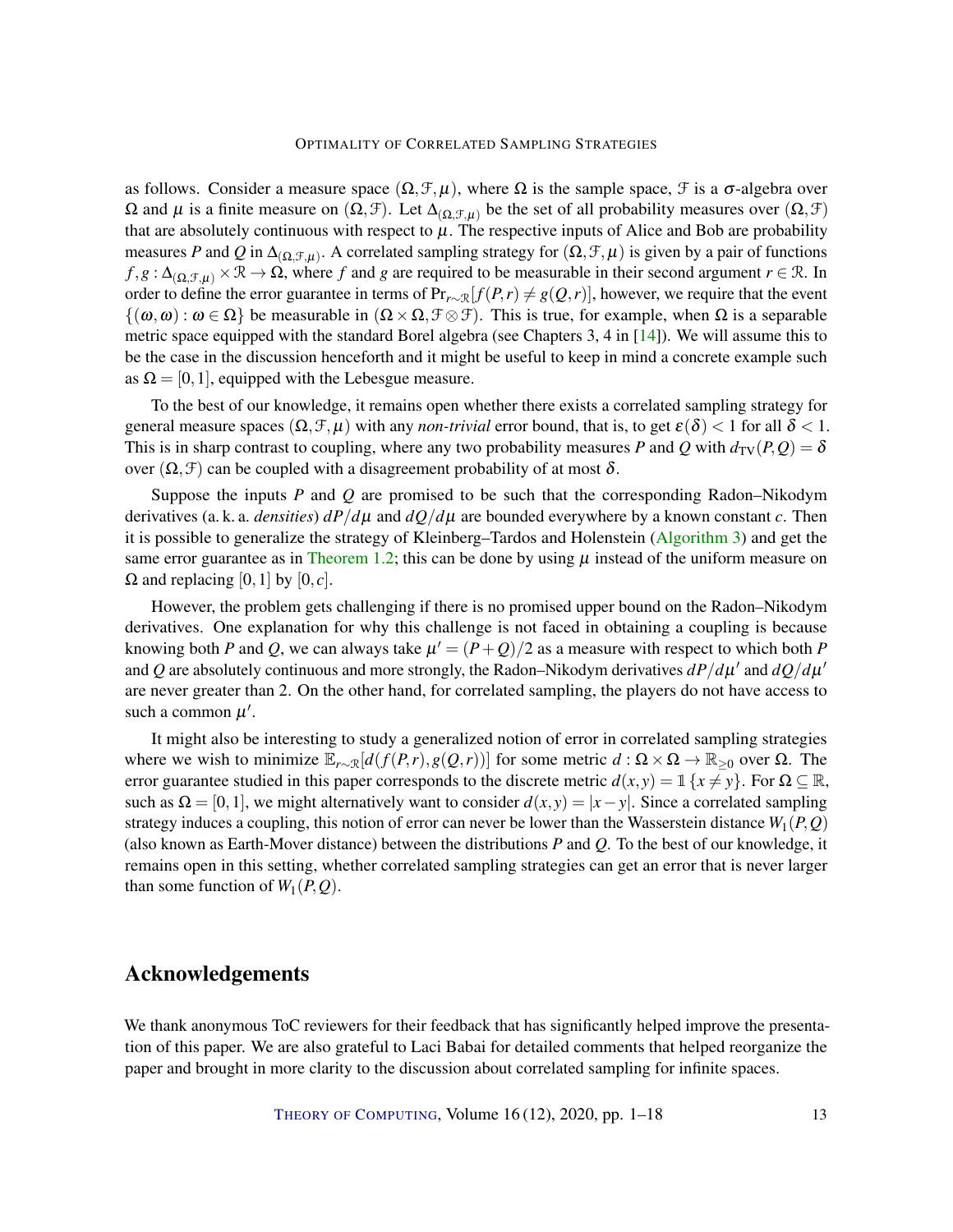as follows. Consider a measure space $(\Omega, \mathcal{F}, \mu)$, where $\Omega$ is the sample space, $\mathcal{F}$ is a $\sigma$-algebra over $\Omega$ and $\mu$ is a finite measure on $(\Omega, \mathcal{F})$. Let $\Delta_{(\Omega,\mathcal{F},\mu)}$ be the set of all probability measures over $(\Omega, \mathcal{F})$ that are absolutely continuous with respect to $\mu$. The respective inputs of Alice and Bob are probability measures $P$ and $Q$ in $\Delta_{(\Omega,\mathcal{F},\mu)}$. A correlated sampling strategy for $(\Omega, \mathcal{F}, \mu)$ is given by a pair of functions $f, g : \Delta_{(\Omega,\mathcal{F},\mu)} \times \mathcal{R} \to \Omega$, where $f$ and $g$ are required to be measurable in their second argument $r \in \mathcal{R}$. In order to define the error guarantee in terms of $\Pr_{r\sim\mathcal{R}}[f(P,r) \neq g(Q,r)]$, however, we require that the event $\{(\omega, \omega) : \omega \in \Omega\}$ be measurable in $(\Omega \times \Omega, \mathcal{F} \otimes \mathcal{F})$. This is true, for example, when $\Omega$ is a separable metric space equipped with the standard Borel algebra (see Chapters 3, 4 in [14]). We will assume this to be the case in the discussion henceforth and it might be useful to keep in mind a concrete example such as $\Omega = [0,1]$, equipped with the Lebesgue measure.

To the best of our knowledge, it remains open whether there exists a correlated sampling strategy for general measure spaces $(\Omega, \mathcal{F}, \mu)$ with any *non-trivial* error bound, that is, to get $\varepsilon(\delta) < 1$ for all $\delta < 1$. This is in sharp contrast to coupling, where any two probability measures $P$ and $Q$ with $d_{\mathrm{TV}}(P,Q) = \delta$ over $(\Omega, \mathcal{F})$ can be coupled with a disagreement probability of at most $\delta$.

Suppose the inputs $P$ and $Q$ are promised to be such that the corresponding Radon–Nikodym derivatives (a. k. a. *densities*) $dP/d\mu$ and $dQ/d\mu$ are bounded everywhere by a known constant $c$. Then it is possible to generalize the strategy of Kleinberg–Tardos and Holenstein (Algorithm 3) and get the same error guarantee as in Theorem 1.2; this can be done by using $\mu$ instead of the uniform measure on $\Omega$ and replacing $[0,1]$ by $[0,c]$.

However, the problem gets challenging if there is no promised upper bound on the Radon–Nikodym derivatives. One explanation for why this challenge is not faced in obtaining a coupling is because knowing both $P$ and $Q$, we can always take $\mu' = (P+Q)/2$ as a measure with respect to which both $P$ and $Q$ are absolutely continuous and more strongly, the Radon–Nikodym derivatives $dP/d\mu'$ and $dQ/d\mu'$ are never greater than 2. On the other hand, for correlated sampling, the players do not have access to such a common $\mu'$.

It might also be interesting to study a generalized notion of error in correlated sampling strategies where we wish to minimize $\mathbb{E}_{r\sim\mathcal{R}}[d(f(P,r), g(Q,r))]$ for some metric $d : \Omega \times \Omega \to \mathbb{R}_{\geq 0}$ over $\Omega$. The error guarantee studied in this paper corresponds to the discrete metric $d(x,y) = \mathbb{1}\{x \neq y\}$. For $\Omega \subseteq \mathbb{R}$, such as $\Omega = [0,1]$, we might alternatively want to consider $d(x,y) = |x-y|$. Since a correlated sampling strategy induces a coupling, this notion of error can never be lower than the Wasserstein distance $W_1(P,Q)$ (also known as Earth-Mover distance) between the distributions $P$ and $Q$. To the best of our knowledge, it remains open in this setting, whether correlated sampling strategies can get an error that is never larger than some function of $W_1(P,Q)$.

## Acknowledgements

We thank anonymous ToC reviewers for their feedback that has significantly helped improve the presentation of this paper. We are also grateful to Laci Babai for detailed comments that helped reorganize the paper and brought in more clarity to the discussion about correlated sampling for infinite spaces.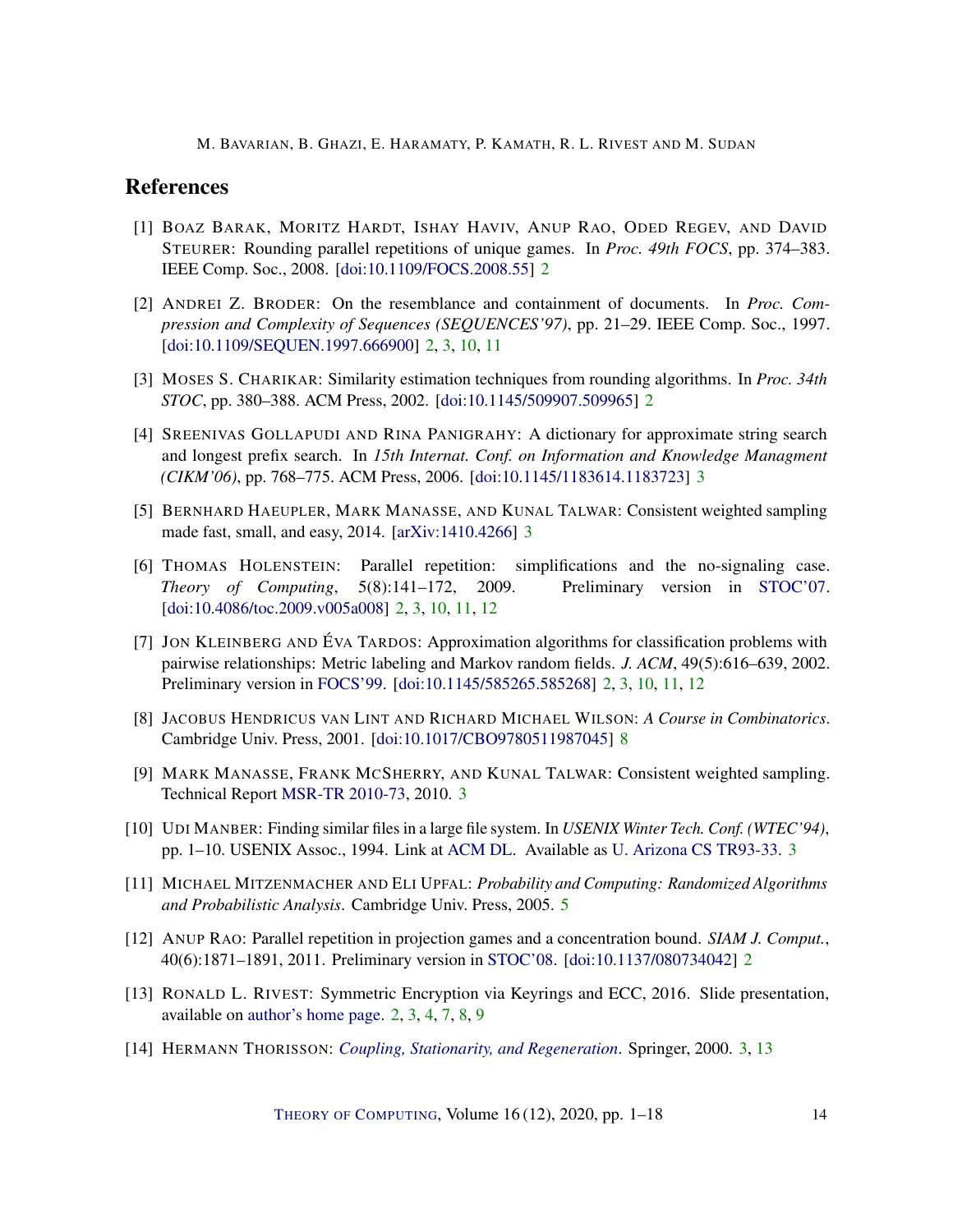## References

[1] Boaz Barak, Moritz Hardt, Ishay Haviv, Anup Rao, Oded Regev, and David Steurer: Rounding parallel repetitions of unique games. In *Proc. 49th FOCS*, pp. 374–383. IEEE Comp. Soc., 2008. [doi:10.1109/FOCS.2008.55] 2

[2] Andrei Z. Broder: On the resemblance and containment of documents. In *Proc. Compression and Complexity of Sequences (SEQUENCES'97)*, pp. 21–29. IEEE Comp. Soc., 1997. [doi:10.1109/SEQUEN.1997.666900] 2, 3, 10, 11

[3] Moses S. Charikar: Similarity estimation techniques from rounding algorithms. In *Proc. 34th STOC*, pp. 380–388. ACM Press, 2002. [doi:10.1145/509907.509965] 2

[4] Sreenivas Gollapudi and Rina Panigrahy: A dictionary for approximate string search and longest prefix search. In *15th Internat. Conf. on Information and Knowledge Managment (CIKM'06)*, pp. 768–775. ACM Press, 2006. [doi:10.1145/1183614.1183723] 3

[5] Bernhard Haeupler, Mark Manasse, and Kunal Talwar: Consistent weighted sampling made fast, small, and easy, 2014. [arXiv:1410.4266] 3

[6] Thomas Holenstein: Parallel repetition: simplifications and the no-signaling case. *Theory of Computing*, 5(8):141–172, 2009. Preliminary version in STOC'07. [doi:10.4086/toc.2009.v005a008] 2, 3, 10, 11, 12

[7] Jon Kleinberg and Éva Tardos: Approximation algorithms for classification problems with pairwise relationships: Metric labeling and Markov random fields. *J. ACM*, 49(5):616–639, 2002. Preliminary version in FOCS'99. [doi:10.1145/585265.585268] 2, 3, 10, 11, 12

[8] Jacobus Hendricus van Lint and Richard Michael Wilson: *A Course in Combinatorics*. Cambridge Univ. Press, 2001. [doi:10.1017/CBO9780511987045] 8

[9] Mark Manasse, Frank McSherry, and Kunal Talwar: Consistent weighted sampling. Technical Report MSR-TR 2010-73, 2010. 3

[10] Udi Manber: Finding similar files in a large file system. In *USENIX Winter Tech. Conf. (WTEC'94)*, pp. 1–10. USENIX Assoc., 1994. Link at ACM DL. Available as U. Arizona CS TR93-33. 3

[11] Michael Mitzenmacher and Eli Upfal: *Probability and Computing: Randomized Algorithms and Probabilistic Analysis*. Cambridge Univ. Press, 2005. 5

[12] Anup Rao: Parallel repetition in projection games and a concentration bound. *SIAM J. Comput.*, 40(6):1871–1891, 2011. Preliminary version in STOC'08. [doi:10.1137/080734042] 2

[13] Ronald L. Rivest: Symmetric Encryption via Keyrings and ECC, 2016. Slide presentation, available on author's home page. 2, 3, 4, 7, 8, 9

[14] Hermann Thorisson: *Coupling, Stationarity, and Regeneration*. Springer, 2000. 3, 13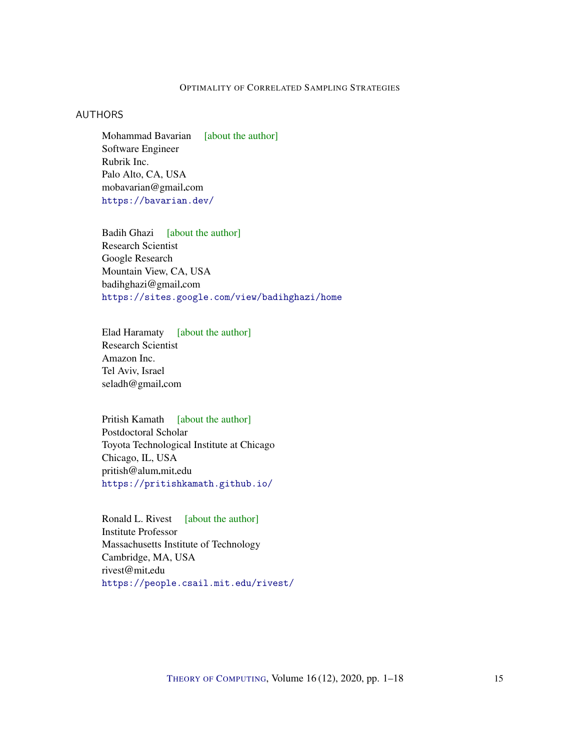## AUTHORS

Mohammad Bavarian [about the author]
Software Engineer
Rubrik Inc.
Palo Alto, CA, USA
mobavarian@gmail.com
https://bavarian.dev/

Badih Ghazi [about the author]
Research Scientist
Google Research
Mountain View, CA, USA
badihghazi@gmail.com
https://sites.google.com/view/badihghazi/home

Elad Haramaty [about the author]
Research Scientist
Amazon Inc.
Tel Aviv, Israel
seladh@gmail.com

Pritish Kamath [about the author]
Postdoctoral Scholar
Toyota Technological Institute at Chicago
Chicago, IL, USA
pritish@alum.mit.edu
https://pritishkamath.github.io/

Ronald L. Rivest [about the author]
Institute Professor
Massachusetts Institute of Technology
Cambridge, MA, USA
rivest@mit.edu
https://people.csail.mit.edu/rivest/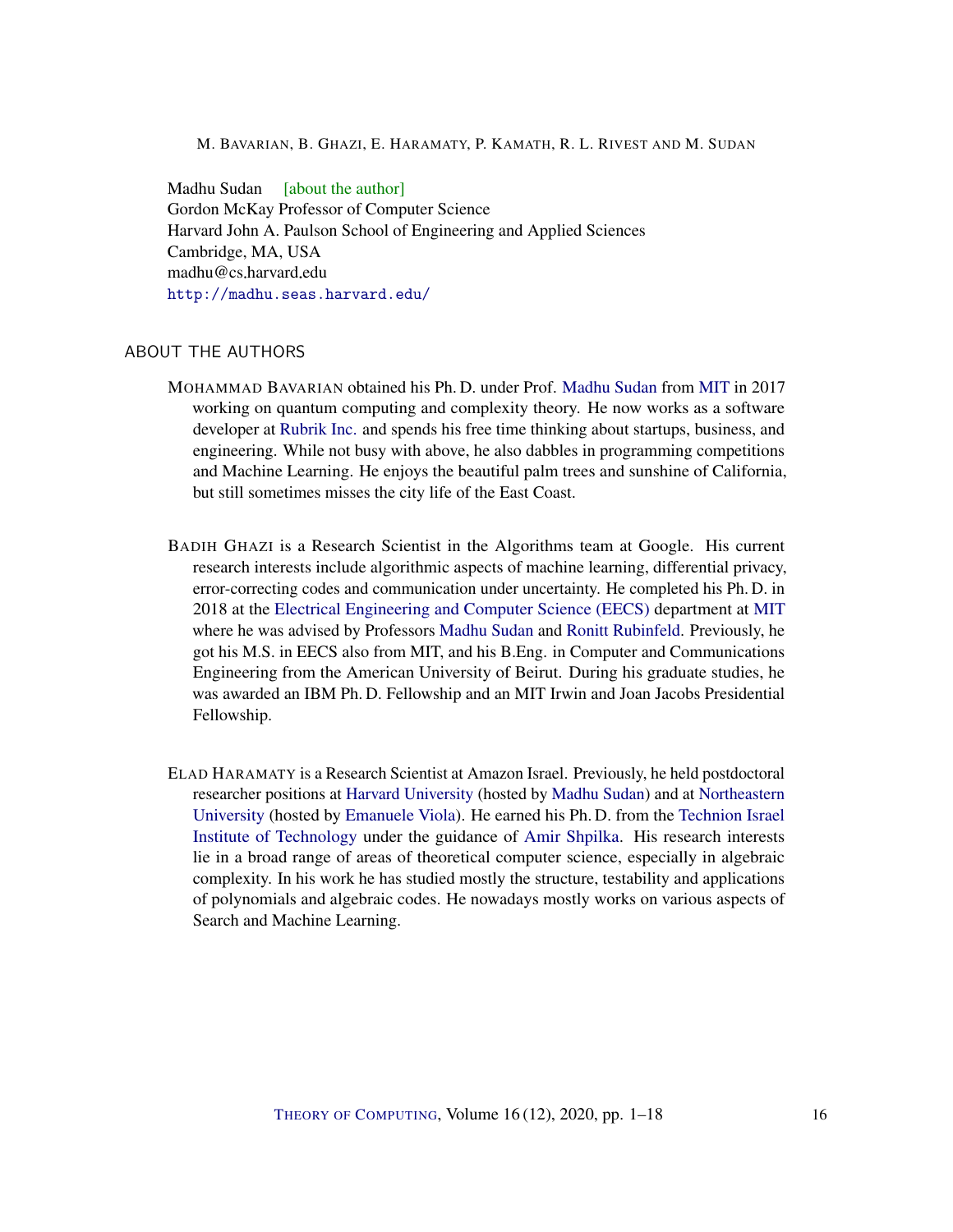Madhu Sudan [about the author]
Gordon McKay Professor of Computer Science
Harvard John A. Paulson School of Engineering and Applied Sciences
Cambridge, MA, USA
madhu@cs.harvard.edu
http://madhu.seas.harvard.edu/

## ABOUT THE AUTHORS

MOHAMMAD BAVARIAN obtained his Ph. D. under Prof. Madhu Sudan from MIT in 2017 working on quantum computing and complexity theory. He now works as a software developer at Rubrik Inc. and spends his free time thinking about startups, business, and engineering. While not busy with above, he also dabbles in programming competitions and Machine Learning. He enjoys the beautiful palm trees and sunshine of California, but still sometimes misses the city life of the East Coast.

BADIH GHAZI is a Research Scientist in the Algorithms team at Google. His current research interests include algorithmic aspects of machine learning, differential privacy, error-correcting codes and communication under uncertainty. He completed his Ph. D. in 2018 at the Electrical Engineering and Computer Science (EECS) department at MIT where he was advised by Professors Madhu Sudan and Ronitt Rubinfeld. Previously, he got his M.S. in EECS also from MIT, and his B.Eng. in Computer and Communications Engineering from the American University of Beirut. During his graduate studies, he was awarded an IBM Ph. D. Fellowship and an MIT Irwin and Joan Jacobs Presidential Fellowship.

ELAD HARAMATY is a Research Scientist at Amazon Israel. Previously, he held postdoctoral researcher positions at Harvard University (hosted by Madhu Sudan) and at Northeastern University (hosted by Emanuele Viola). He earned his Ph. D. from the Technion Israel Institute of Technology under the guidance of Amir Shpilka. His research interests lie in a broad range of areas of theoretical computer science, especially in algebraic complexity. In his work he has studied mostly the structure, testability and applications of polynomials and algebraic codes. He nowadays mostly works on various aspects of Search and Machine Learning.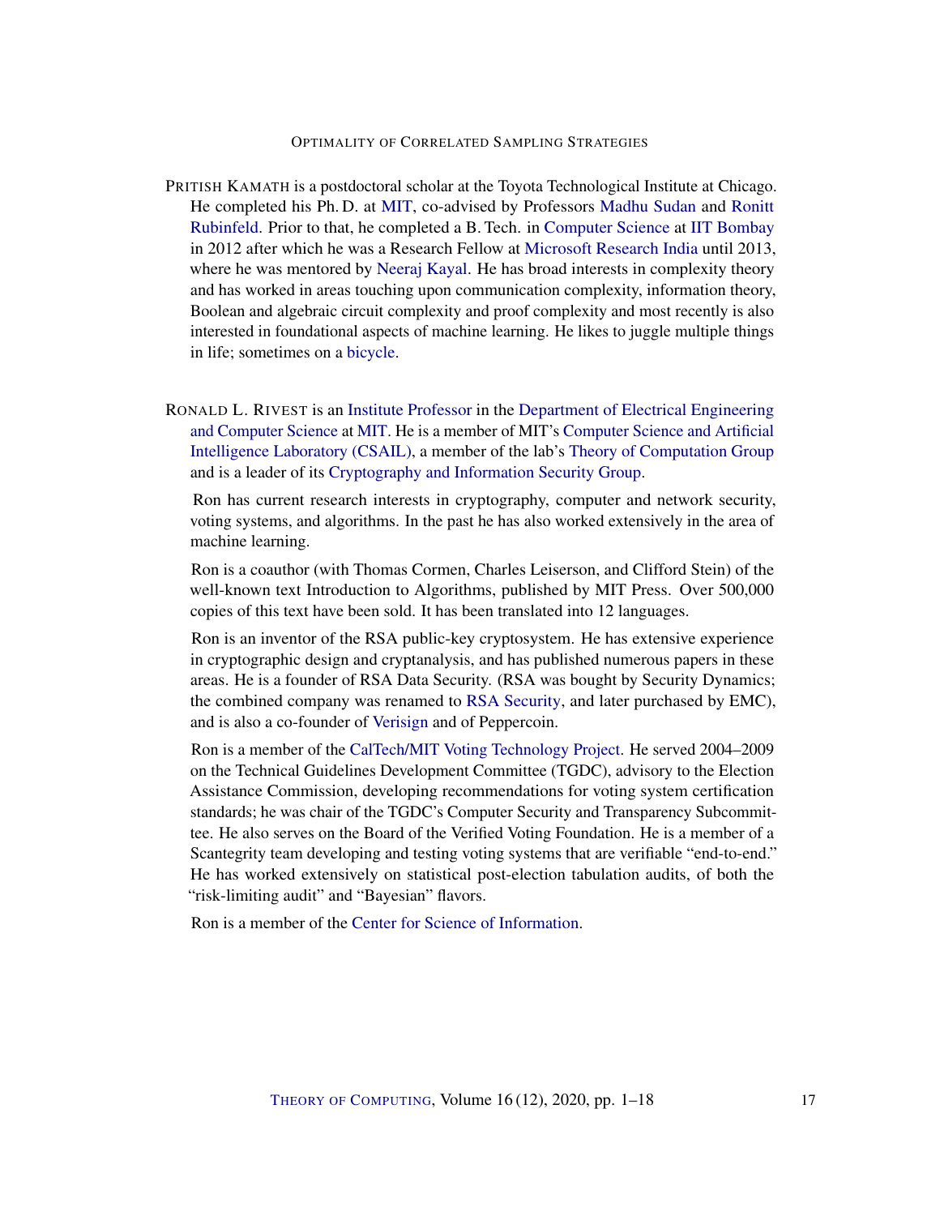PRITISH KAMATH is a postdoctoral scholar at the Toyota Technological Institute at Chicago. He completed his Ph. D. at MIT, co-advised by Professors Madhu Sudan and Ronitt Rubinfeld. Prior to that, he completed a B. Tech. in Computer Science at IIT Bombay in 2012 after which he was a Research Fellow at Microsoft Research India until 2013, where he was mentored by Neeraj Kayal. He has broad interests in complexity theory and has worked in areas touching upon communication complexity, information theory, Boolean and algebraic circuit complexity and proof complexity and most recently is also interested in foundational aspects of machine learning. He likes to juggle multiple things in life; sometimes on a bicycle.

RONALD L. RIVEST is an Institute Professor in the Department of Electrical Engineering and Computer Science at MIT. He is a member of MIT's Computer Science and Artificial Intelligence Laboratory (CSAIL), a member of the lab's Theory of Computation Group and is a leader of its Cryptography and Information Security Group.

Ron has current research interests in cryptography, computer and network security, voting systems, and algorithms. In the past he has also worked extensively in the area of machine learning.

Ron is a coauthor (with Thomas Cormen, Charles Leiserson, and Clifford Stein) of the well-known text Introduction to Algorithms, published by MIT Press. Over 500,000 copies of this text have been sold. It has been translated into 12 languages.

Ron is an inventor of the RSA public-key cryptosystem. He has extensive experience in cryptographic design and cryptanalysis, and has published numerous papers in these areas. He is a founder of RSA Data Security. (RSA was bought by Security Dynamics; the combined company was renamed to RSA Security, and later purchased by EMC), and is also a co-founder of Verisign and of Peppercoin.

Ron is a member of the CalTech/MIT Voting Technology Project. He served 2004–2009 on the Technical Guidelines Development Committee (TGDC), advisory to the Election Assistance Commission, developing recommendations for voting system certification standards; he was chair of the TGDC's Computer Security and Transparency Subcommittee. He also serves on the Board of the Verified Voting Foundation. He is a member of a Scantegrity team developing and testing voting systems that are verifiable "end-to-end." He has worked extensively on statistical post-election tabulation audits, of both the "risk-limiting audit" and "Bayesian" flavors.

Ron is a member of the Center for Science of Information.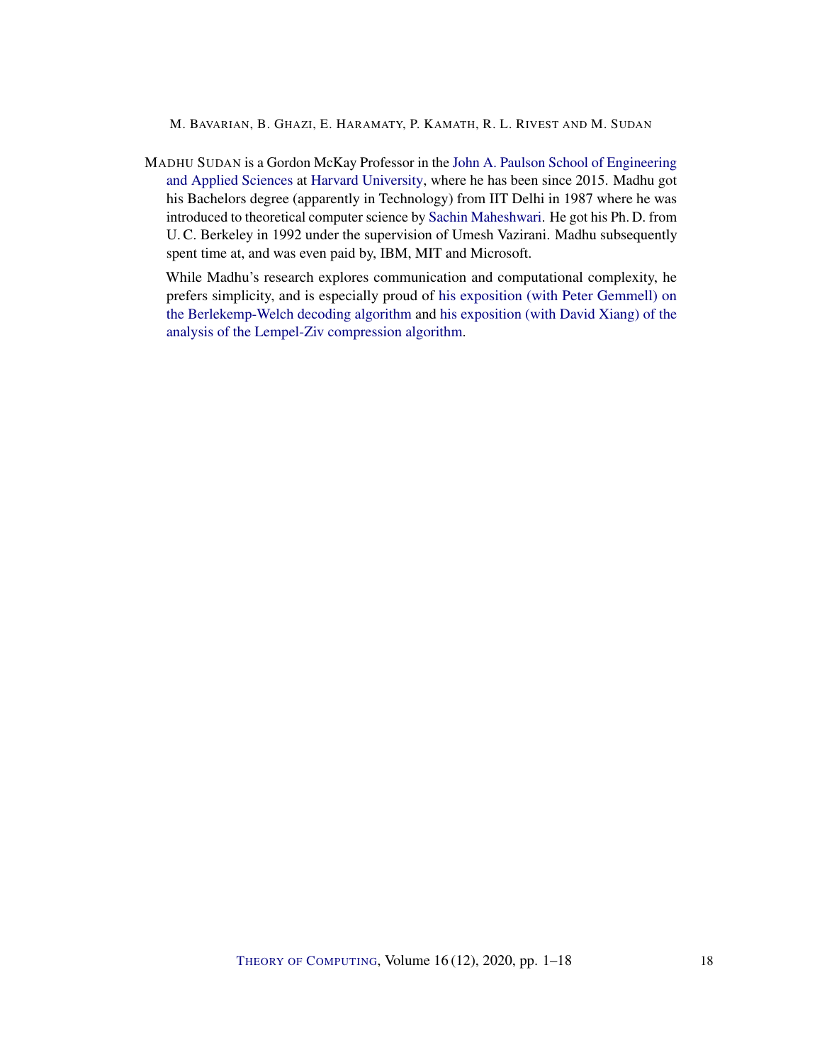MADHU SUDAN is a Gordon McKay Professor in the John A. Paulson School of Engineering and Applied Sciences at Harvard University, where he has been since 2015. Madhu got his Bachelors degree (apparently in Technology) from IIT Delhi in 1987 where he was introduced to theoretical computer science by Sachin Maheshwari. He got his Ph. D. from U. C. Berkeley in 1992 under the supervision of Umesh Vazirani. Madhu subsequently spent time at, and was even paid by, IBM, MIT and Microsoft.

While Madhu's research explores communication and computational complexity, he prefers simplicity, and is especially proud of his exposition (with Peter Gemmell) on the Berlekemp-Welch decoding algorithm and his exposition (with David Xiang) of the analysis of the Lempel-Ziv compression algorithm.